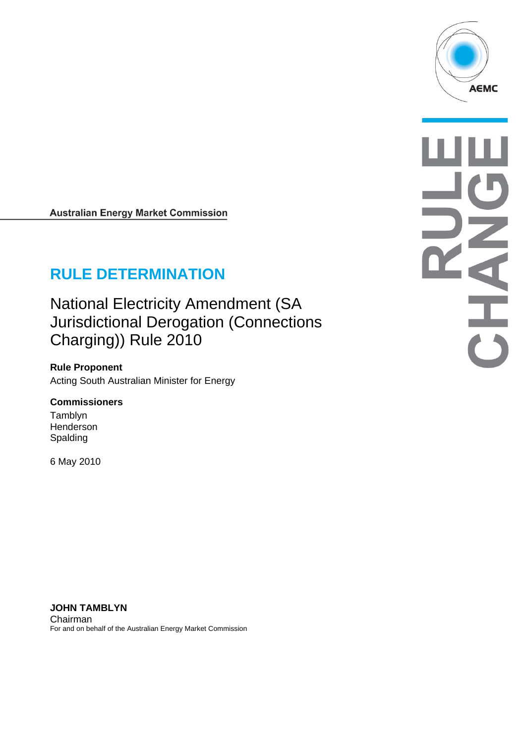Australian Energy Market Commission

# RULE DETERMINATION

## National Electricity Amendment (SA Jurisdictional Derogation (Connections Charging)) Rule 2010

**Rule Proponent**

Acting South Australian Minister for Energy

**Commissioners**

Tamblyn
Henderson
Spalding

6 May 2010

**JOHN TAMBLYN**
Chairman
For and on behalf of the Australian Energy Market Commission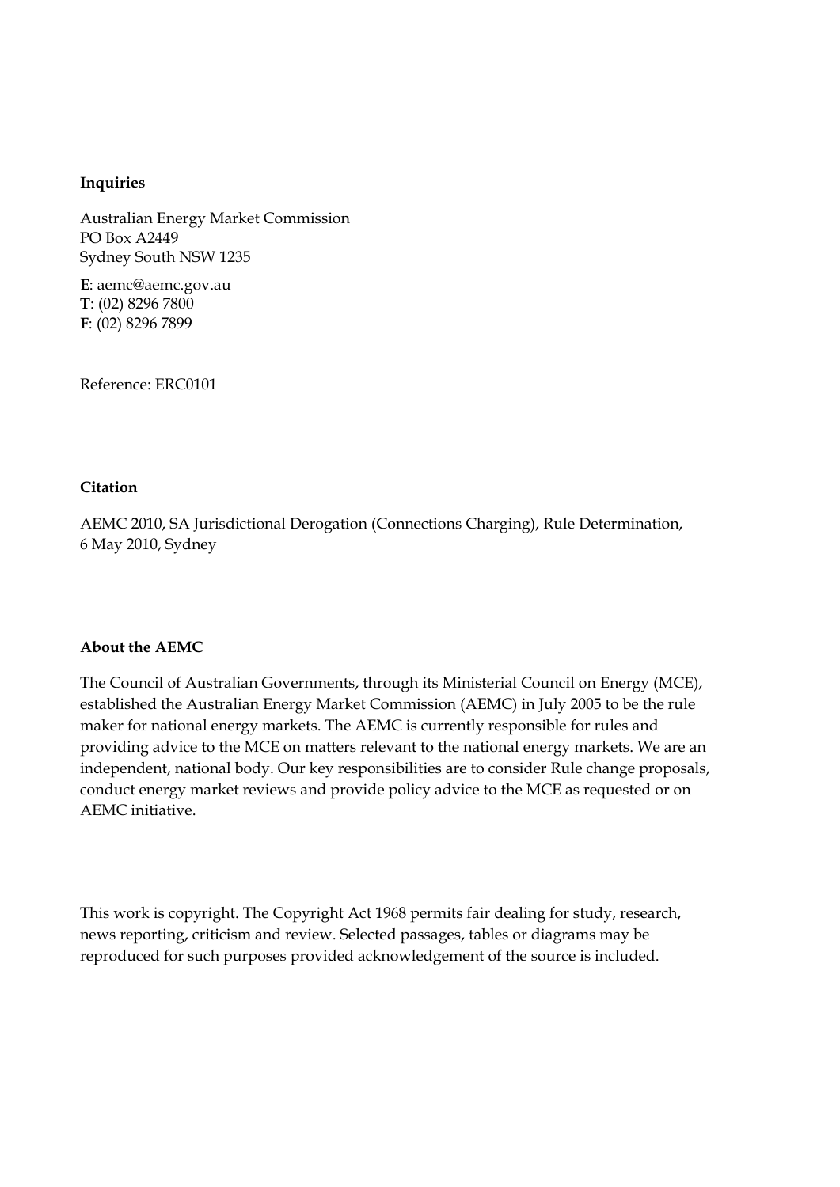**Inquiries**

Australian Energy Market Commission
PO Box A2449
Sydney South NSW 1235

**E**: aemc@aemc.gov.au
**T**: (02) 8296 7800
**F**: (02) 8296 7899

Reference: ERC0101

**Citation**

AEMC 2010, SA Jurisdictional Derogation (Connections Charging), Rule Determination, 6 May 2010, Sydney

**About the AEMC**

The Council of Australian Governments, through its Ministerial Council on Energy (MCE), established the Australian Energy Market Commission (AEMC) in July 2005 to be the rule maker for national energy markets. The AEMC is currently responsible for rules and providing advice to the MCE on matters relevant to the national energy markets. We are an independent, national body. Our key responsibilities are to consider Rule change proposals, conduct energy market reviews and provide policy advice to the MCE as requested or on AEMC initiative.

This work is copyright. The Copyright Act 1968 permits fair dealing for study, research, news reporting, criticism and review. Selected passages, tables or diagrams may be reproduced for such purposes provided acknowledgement of the source is included.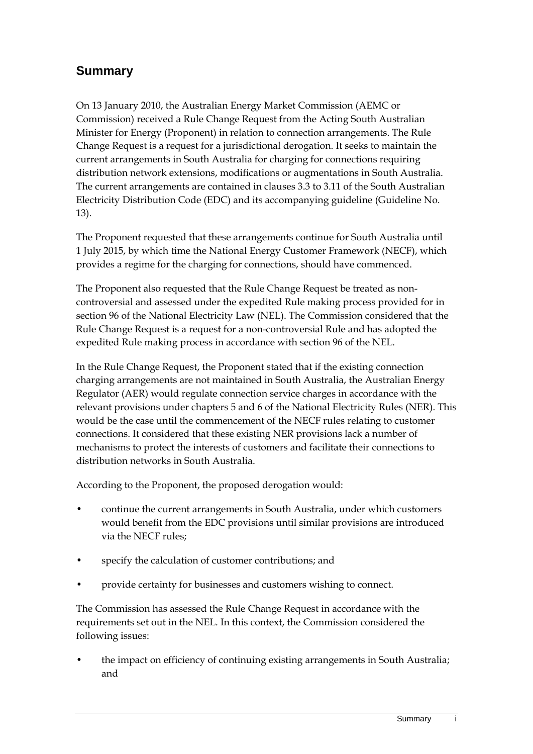## Summary

On 13 January 2010, the Australian Energy Market Commission (AEMC or Commission) received a Rule Change Request from the Acting South Australian Minister for Energy (Proponent) in relation to connection arrangements. The Rule Change Request is a request for a jurisdictional derogation. It seeks to maintain the current arrangements in South Australia for charging for connections requiring distribution network extensions, modifications or augmentations in South Australia. The current arrangements are contained in clauses 3.3 to 3.11 of the South Australian Electricity Distribution Code (EDC) and its accompanying guideline (Guideline No. 13).

The Proponent requested that these arrangements continue for South Australia until 1 July 2015, by which time the National Energy Customer Framework (NECF), which provides a regime for the charging for connections, should have commenced.

The Proponent also requested that the Rule Change Request be treated as non-controversial and assessed under the expedited Rule making process provided for in section 96 of the National Electricity Law (NEL). The Commission considered that the Rule Change Request is a request for a non-controversial Rule and has adopted the expedited Rule making process in accordance with section 96 of the NEL.

In the Rule Change Request, the Proponent stated that if the existing connection charging arrangements are not maintained in South Australia, the Australian Energy Regulator (AER) would regulate connection service charges in accordance with the relevant provisions under chapters 5 and 6 of the National Electricity Rules (NER). This would be the case until the commencement of the NECF rules relating to customer connections. It considered that these existing NER provisions lack a number of mechanisms to protect the interests of customers and facilitate their connections to distribution networks in South Australia.

According to the Proponent, the proposed derogation would:

- continue the current arrangements in South Australia, under which customers would benefit from the EDC provisions until similar provisions are introduced via the NECF rules;
- specify the calculation of customer contributions; and
- provide certainty for businesses and customers wishing to connect.

The Commission has assessed the Rule Change Request in accordance with the requirements set out in the NEL. In this context, the Commission considered the following issues:

- the impact on efficiency of continuing existing arrangements in South Australia; and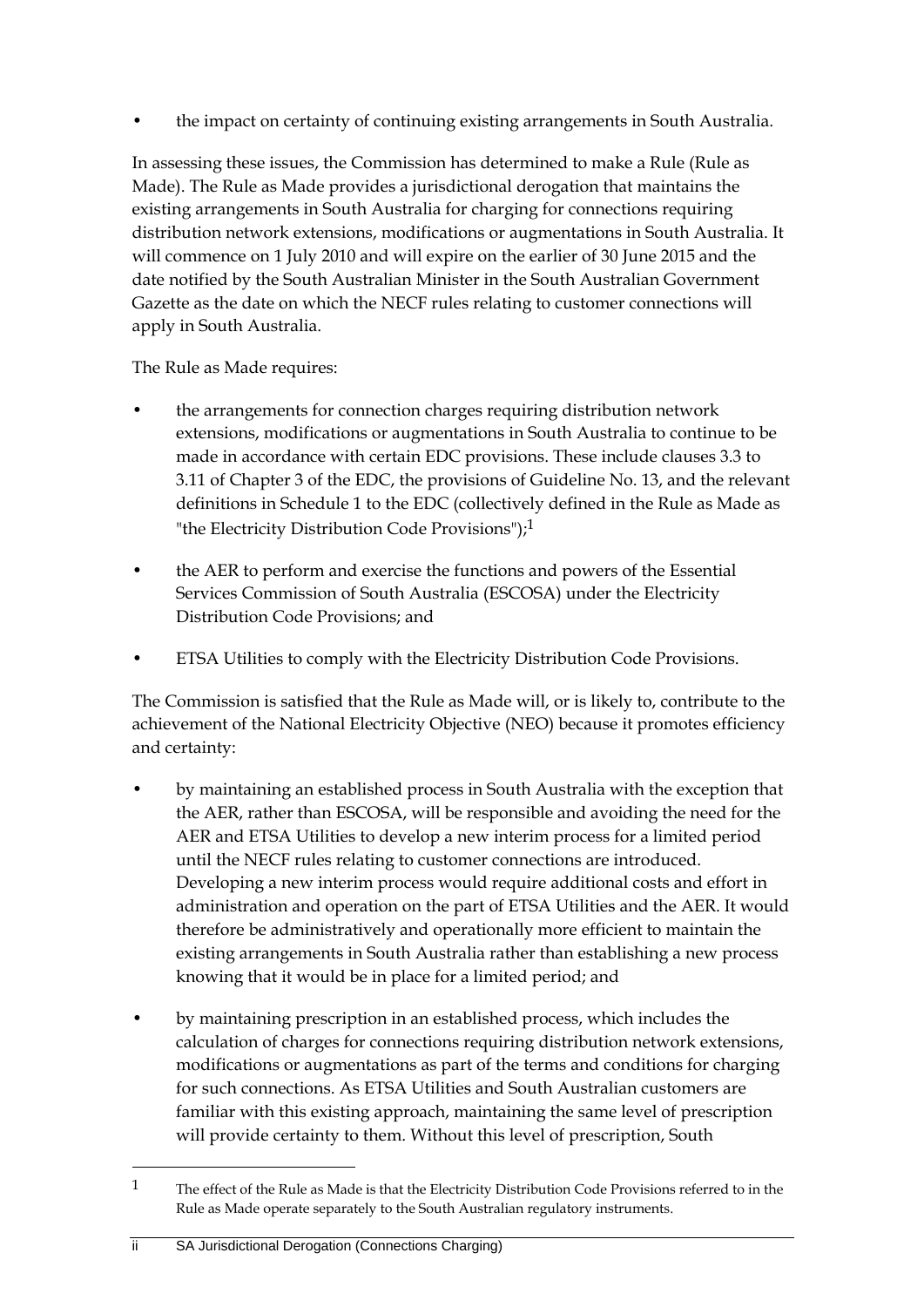- the impact on certainty of continuing existing arrangements in South Australia.

In assessing these issues, the Commission has determined to make a Rule (Rule as Made). The Rule as Made provides a jurisdictional derogation that maintains the existing arrangements in South Australia for charging for connections requiring distribution network extensions, modifications or augmentations in South Australia. It will commence on 1 July 2010 and will expire on the earlier of 30 June 2015 and the date notified by the South Australian Minister in the South Australian Government Gazette as the date on which the NECF rules relating to customer connections will apply in South Australia.

The Rule as Made requires:

- the arrangements for connection charges requiring distribution network extensions, modifications or augmentations in South Australia to continue to be made in accordance with certain EDC provisions. These include clauses 3.3 to 3.11 of Chapter 3 of the EDC, the provisions of Guideline No. 13, and the relevant definitions in Schedule 1 to the EDC (collectively defined in the Rule as Made as "the Electricity Distribution Code Provisions");[1]
- the AER to perform and exercise the functions and powers of the Essential Services Commission of South Australia (ESCOSA) under the Electricity Distribution Code Provisions; and
- ETSA Utilities to comply with the Electricity Distribution Code Provisions.

The Commission is satisfied that the Rule as Made will, or is likely to, contribute to the achievement of the National Electricity Objective (NEO) because it promotes efficiency and certainty:

- by maintaining an established process in South Australia with the exception that the AER, rather than ESCOSA, will be responsible and avoiding the need for the AER and ETSA Utilities to develop a new interim process for a limited period until the NECF rules relating to customer connections are introduced. Developing a new interim process would require additional costs and effort in administration and operation on the part of ETSA Utilities and the AER. It would therefore be administratively and operationally more efficient to maintain the existing arrangements in South Australia rather than establishing a new process knowing that it would be in place for a limited period; and
- by maintaining prescription in an established process, which includes the calculation of charges for connections requiring distribution network extensions, modifications or augmentations as part of the terms and conditions for charging for such connections. As ETSA Utilities and South Australian customers are familiar with this existing approach, maintaining the same level of prescription will provide certainty to them. Without this level of prescription, South

---

[1] The effect of the Rule as Made is that the Electricity Distribution Code Provisions referred to in the Rule as Made operate separately to the South Australian regulatory instruments.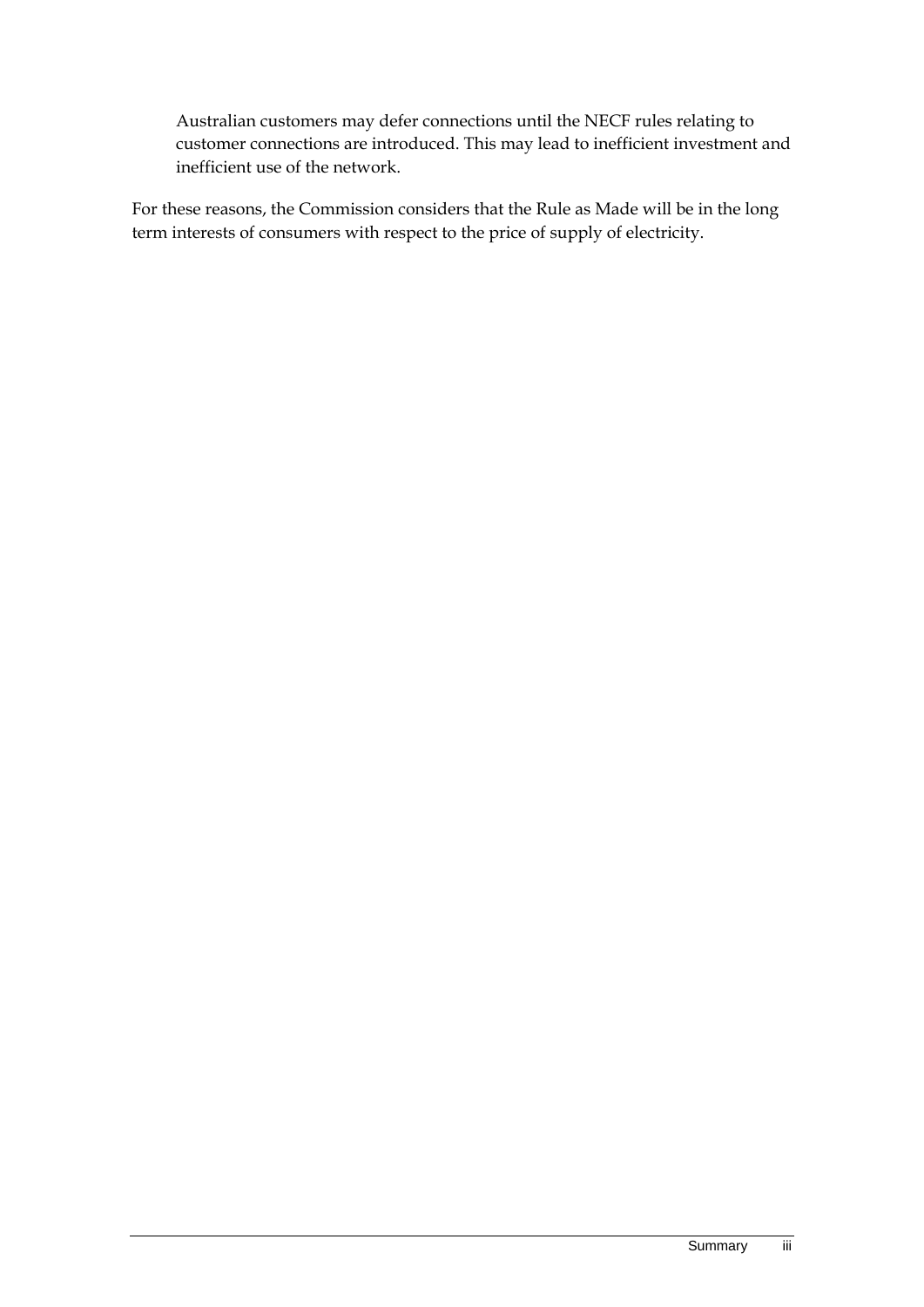Australian customers may defer connections until the NECF rules relating to customer connections are introduced. This may lead to inefficient investment and inefficient use of the network.

For these reasons, the Commission considers that the Rule as Made will be in the long term interests of consumers with respect to the price of supply of electricity.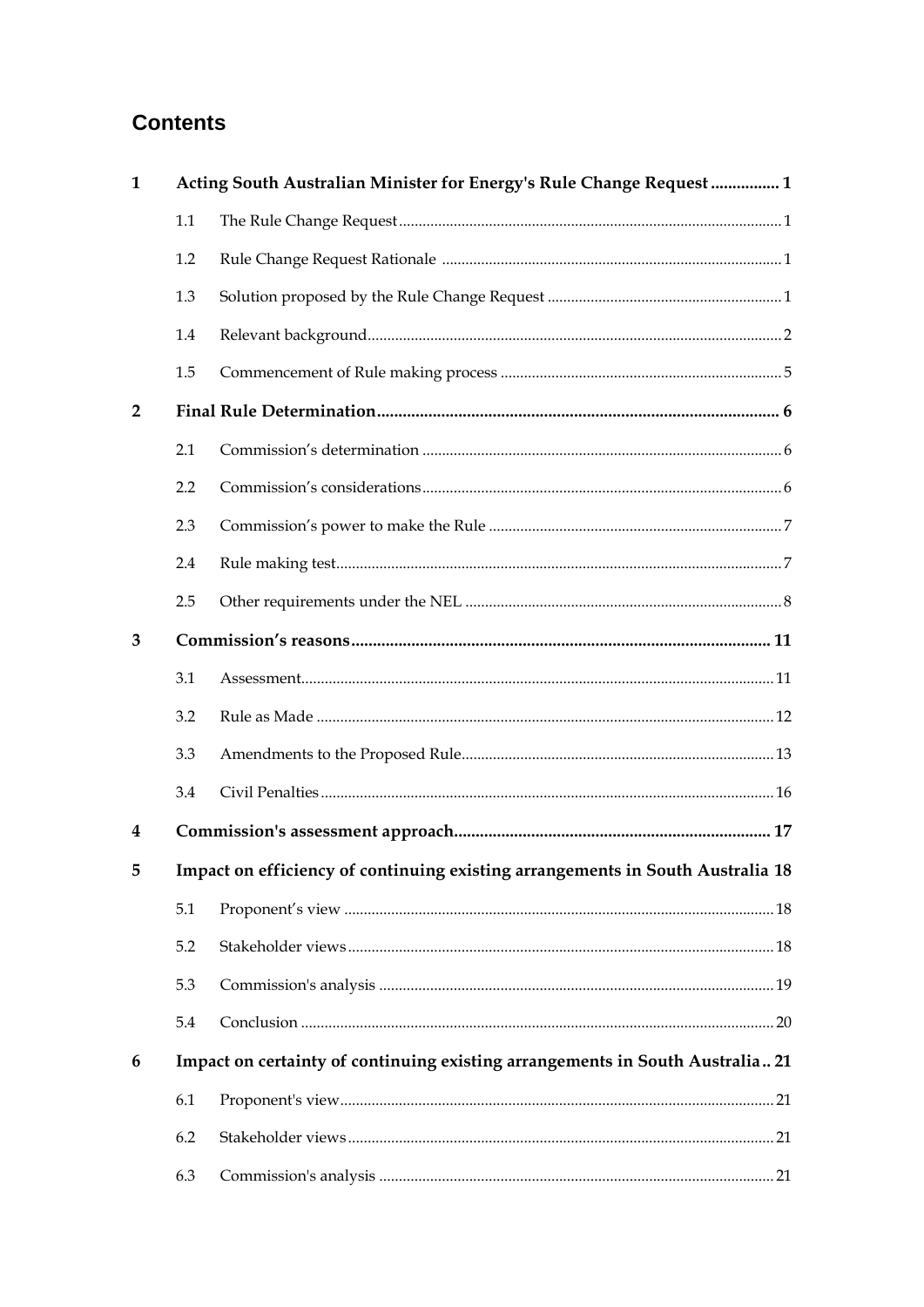## Contents

| | | | |
|---|---|---|---|
| **1** | **Acting South Australian Minister for Energy's Rule Change Request** | | **1** |
| | 1.1 | The Rule Change Request | 1 |
| | 1.2 | Rule Change Request Rationale | 1 |
| | 1.3 | Solution proposed by the Rule Change Request | 1 |
| | 1.4 | Relevant background | 2 |
| | 1.5 | Commencement of Rule making process | 5 |
| **2** | **Final Rule Determination** | | **6** |
| | 2.1 | Commission's determination | 6 |
| | 2.2 | Commission's considerations | 6 |
| | 2.3 | Commission's power to make the Rule | 7 |
| | 2.4 | Rule making test | 7 |
| | 2.5 | Other requirements under the NEL | 8 |
| **3** | **Commission's reasons** | | **11** |
| | 3.1 | Assessment | 11 |
| | 3.2 | Rule as Made | 12 |
| | 3.3 | Amendments to the Proposed Rule | 13 |
| | 3.4 | Civil Penalties | 16 |
| **4** | **Commission's assessment approach** | | **17** |
| **5** | **Impact on efficiency of continuing existing arrangements in South Australia** | | **18** |
| | 5.1 | Proponent's view | 18 |
| | 5.2 | Stakeholder views | 18 |
| | 5.3 | Commission's analysis | 19 |
| | 5.4 | Conclusion | 20 |
| **6** | **Impact on certainty of continuing existing arrangements in South Australia** | | **21** |
| | 6.1 | Proponent's view | 21 |
| | 6.2 | Stakeholder views | 21 |
| | 6.3 | Commission's analysis | 21 |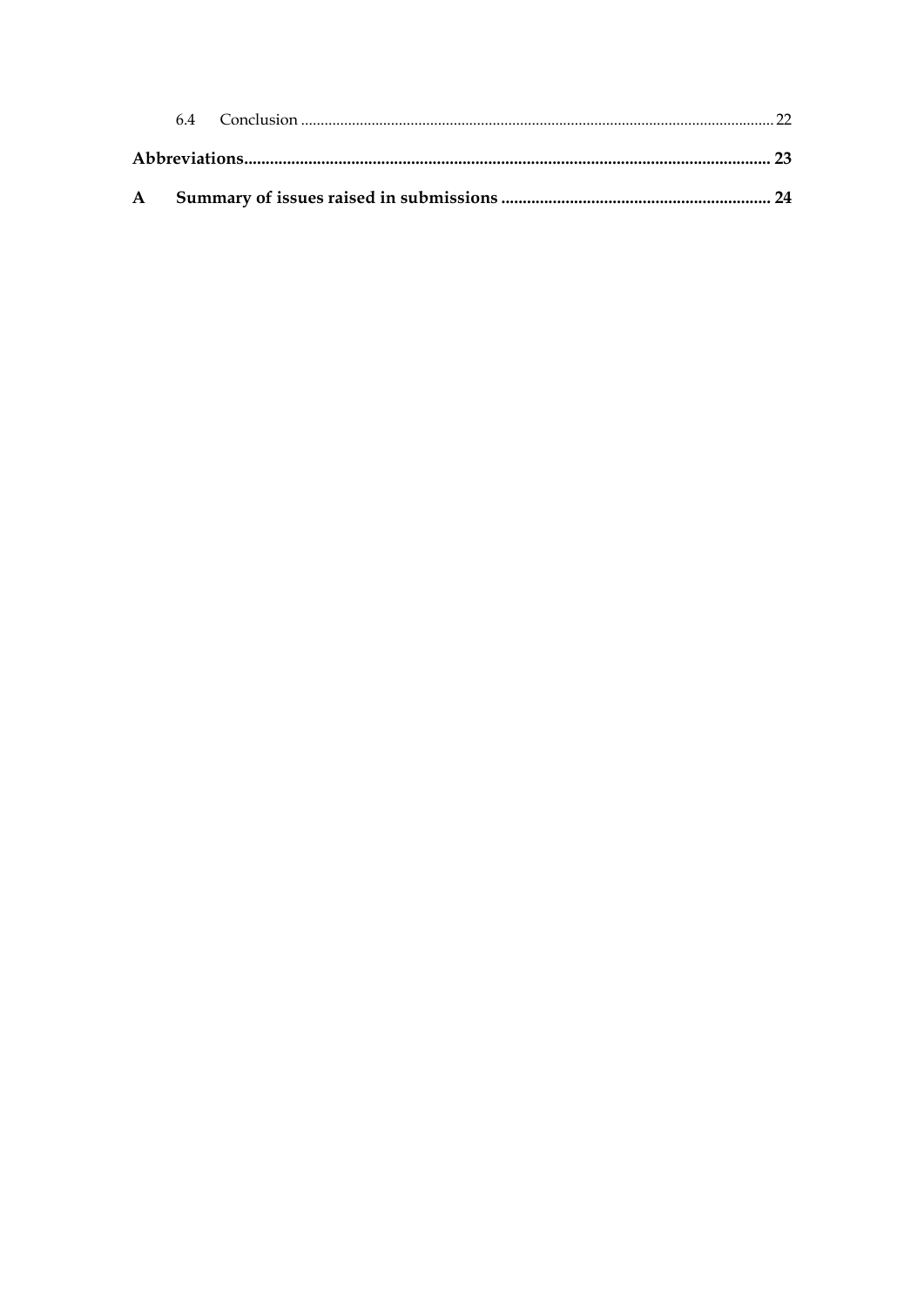6.4 Conclusion ........................................................................................................................ 22

**Abbreviations........................................................................................................................ 23**

**A Summary of issues raised in submissions ................................................................ 24**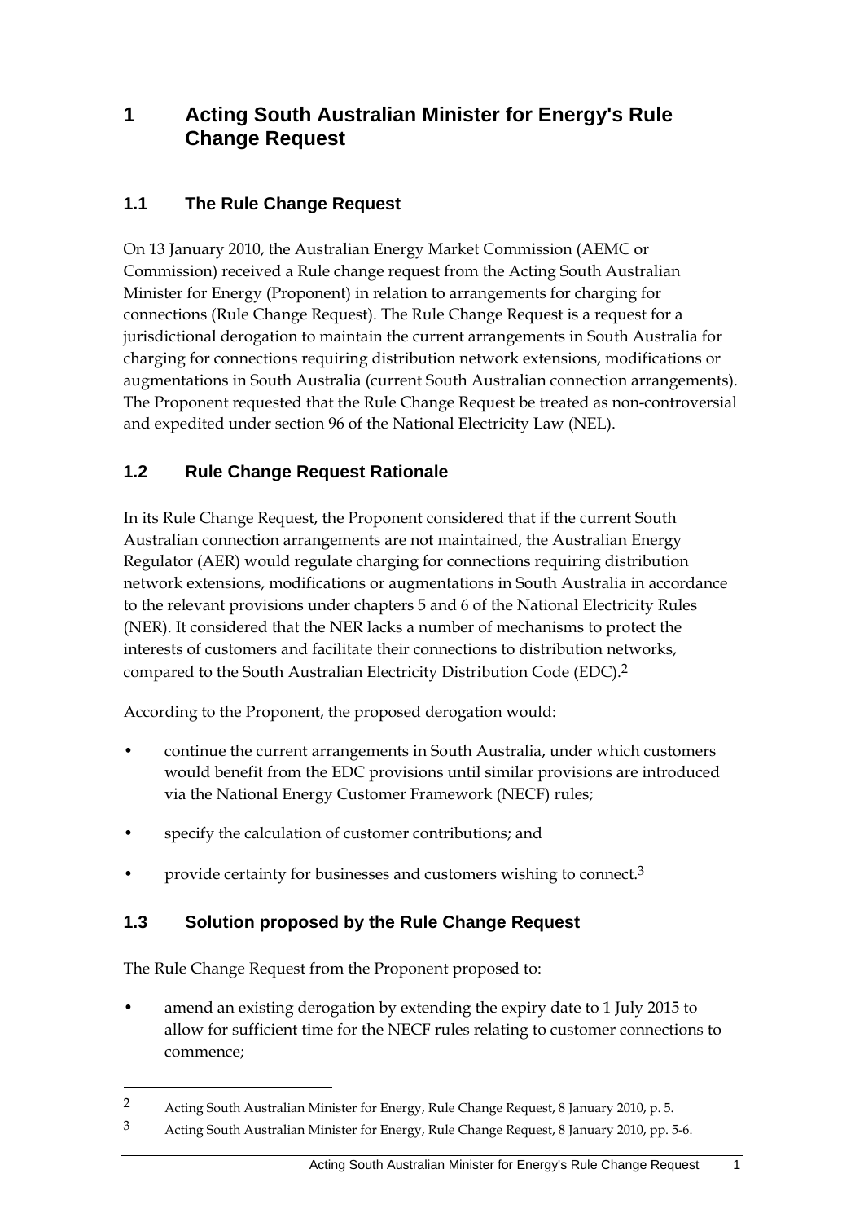# 1 Acting South Australian Minister for Energy's Rule Change Request

## 1.1 The Rule Change Request

On 13 January 2010, the Australian Energy Market Commission (AEMC or Commission) received a Rule change request from the Acting South Australian Minister for Energy (Proponent) in relation to arrangements for charging for connections (Rule Change Request). The Rule Change Request is a request for a jurisdictional derogation to maintain the current arrangements in South Australia for charging for connections requiring distribution network extensions, modifications or augmentations in South Australia (current South Australian connection arrangements). The Proponent requested that the Rule Change Request be treated as non-controversial and expedited under section 96 of the National Electricity Law (NEL).

## 1.2 Rule Change Request Rationale

In its Rule Change Request, the Proponent considered that if the current South Australian connection arrangements are not maintained, the Australian Energy Regulator (AER) would regulate charging for connections requiring distribution network extensions, modifications or augmentations in South Australia in accordance to the relevant provisions under chapters 5 and 6 of the National Electricity Rules (NER). It considered that the NER lacks a number of mechanisms to protect the interests of customers and facilitate their connections to distribution networks, compared to the South Australian Electricity Distribution Code (EDC).[2]

According to the Proponent, the proposed derogation would:

- continue the current arrangements in South Australia, under which customers would benefit from the EDC provisions until similar provisions are introduced via the National Energy Customer Framework (NECF) rules;
- specify the calculation of customer contributions; and
- provide certainty for businesses and customers wishing to connect.[3]

## 1.3 Solution proposed by the Rule Change Request

The Rule Change Request from the Proponent proposed to:

- amend an existing derogation by extending the expiry date to 1 July 2015 to allow for sufficient time for the NECF rules relating to customer connections to commence;

---

[2] Acting South Australian Minister for Energy, Rule Change Request, 8 January 2010, p. 5.

[3] Acting South Australian Minister for Energy, Rule Change Request, 8 January 2010, pp. 5-6.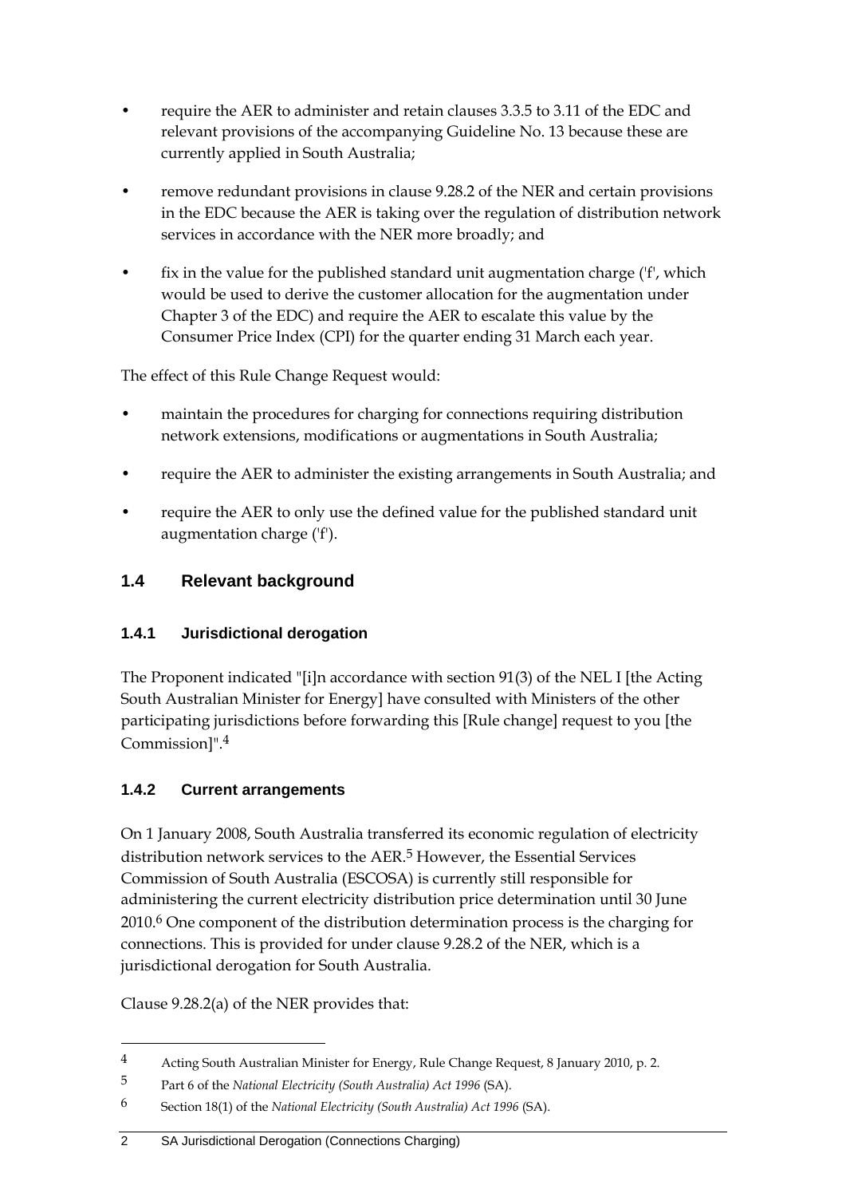- require the AER to administer and retain clauses 3.3.5 to 3.11 of the EDC and relevant provisions of the accompanying Guideline No. 13 because these are currently applied in South Australia;
- remove redundant provisions in clause 9.28.2 of the NER and certain provisions in the EDC because the AER is taking over the regulation of distribution network services in accordance with the NER more broadly; and
- fix in the value for the published standard unit augmentation charge ('f', which would be used to derive the customer allocation for the augmentation under Chapter 3 of the EDC) and require the AER to escalate this value by the Consumer Price Index (CPI) for the quarter ending 31 March each year.

The effect of this Rule Change Request would:

- maintain the procedures for charging for connections requiring distribution network extensions, modifications or augmentations in South Australia;
- require the AER to administer the existing arrangements in South Australia; and
- require the AER to only use the defined value for the published standard unit augmentation charge ('f').

## 1.4 Relevant background

### 1.4.1 Jurisdictional derogation

The Proponent indicated "[i]n accordance with section 91(3) of the NEL I [the Acting South Australian Minister for Energy] have consulted with Ministers of the other participating jurisdictions before forwarding this [Rule change] request to you [the Commission]".[4]

### 1.4.2 Current arrangements

On 1 January 2008, South Australia transferred its economic regulation of electricity distribution network services to the AER.[5] However, the Essential Services Commission of South Australia (ESCOSA) is currently still responsible for administering the current electricity distribution price determination until 30 June 2010.[6] One component of the distribution determination process is the charging for connections. This is provided for under clause 9.28.2 of the NER, which is a jurisdictional derogation for South Australia.

Clause 9.28.2(a) of the NER provides that:

---

[4] Acting South Australian Minister for Energy, Rule Change Request, 8 January 2010, p. 2.

[5] Part 6 of the *National Electricity (South Australia) Act 1996* (SA).

[6] Section 18(1) of the *National Electricity (South Australia) Act 1996* (SA).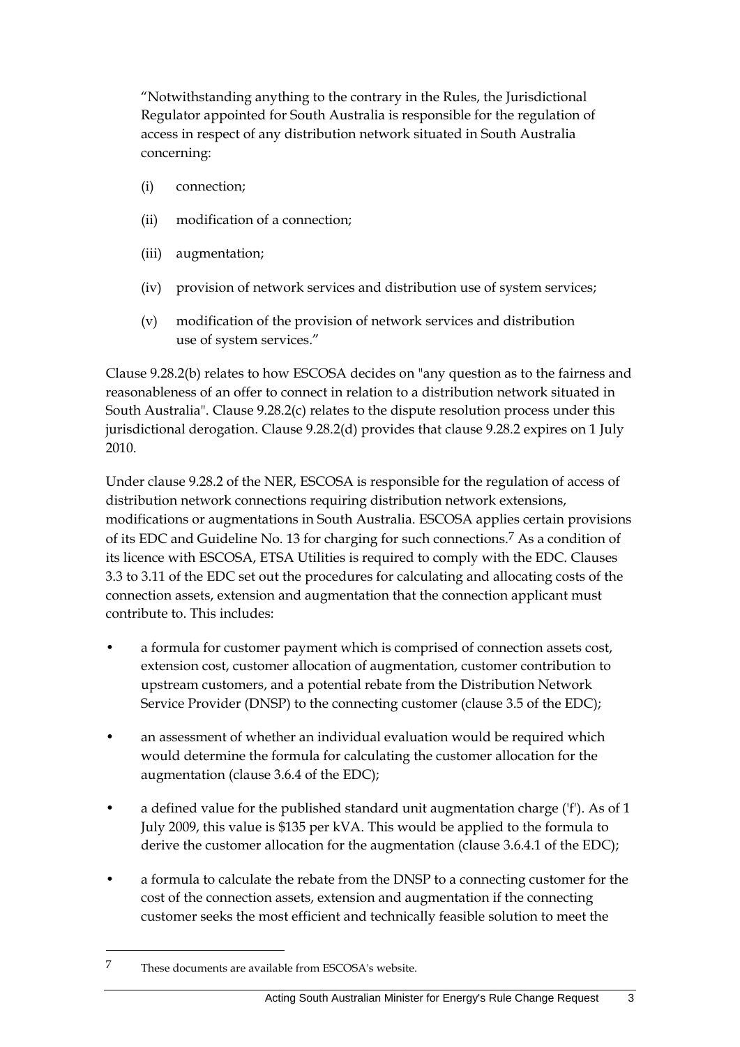"Notwithstanding anything to the contrary in the Rules, the Jurisdictional Regulator appointed for South Australia is responsible for the regulation of access in respect of any distribution network situated in South Australia concerning:

(i) connection;

(ii) modification of a connection;

(iii) augmentation;

(iv) provision of network services and distribution use of system services;

(v) modification of the provision of network services and distribution use of system services."

Clause 9.28.2(b) relates to how ESCOSA decides on "any question as to the fairness and reasonableness of an offer to connect in relation to a distribution network situated in South Australia". Clause 9.28.2(c) relates to the dispute resolution process under this jurisdictional derogation. Clause 9.28.2(d) provides that clause 9.28.2 expires on 1 July 2010.

Under clause 9.28.2 of the NER, ESCOSA is responsible for the regulation of access of distribution network connections requiring distribution network extensions, modifications or augmentations in South Australia. ESCOSA applies certain provisions of its EDC and Guideline No. 13 for charging for such connections.[7] As a condition of its licence with ESCOSA, ETSA Utilities is required to comply with the EDC. Clauses 3.3 to 3.11 of the EDC set out the procedures for calculating and allocating costs of the connection assets, extension and augmentation that the connection applicant must contribute to. This includes:

- a formula for customer payment which is comprised of connection assets cost, extension cost, customer allocation of augmentation, customer contribution to upstream customers, and a potential rebate from the Distribution Network Service Provider (DNSP) to the connecting customer (clause 3.5 of the EDC);
- an assessment of whether an individual evaluation would be required which would determine the formula for calculating the customer allocation for the augmentation (clause 3.6.4 of the EDC);
- a defined value for the published standard unit augmentation charge ('f'). As of 1 July 2009, this value is $135 per kVA. This would be applied to the formula to derive the customer allocation for the augmentation (clause 3.6.4.1 of the EDC);
- a formula to calculate the rebate from the DNSP to a connecting customer for the cost of the connection assets, extension and augmentation if the connecting customer seeks the most efficient and technically feasible solution to meet the

[7] These documents are available from ESCOSA's website.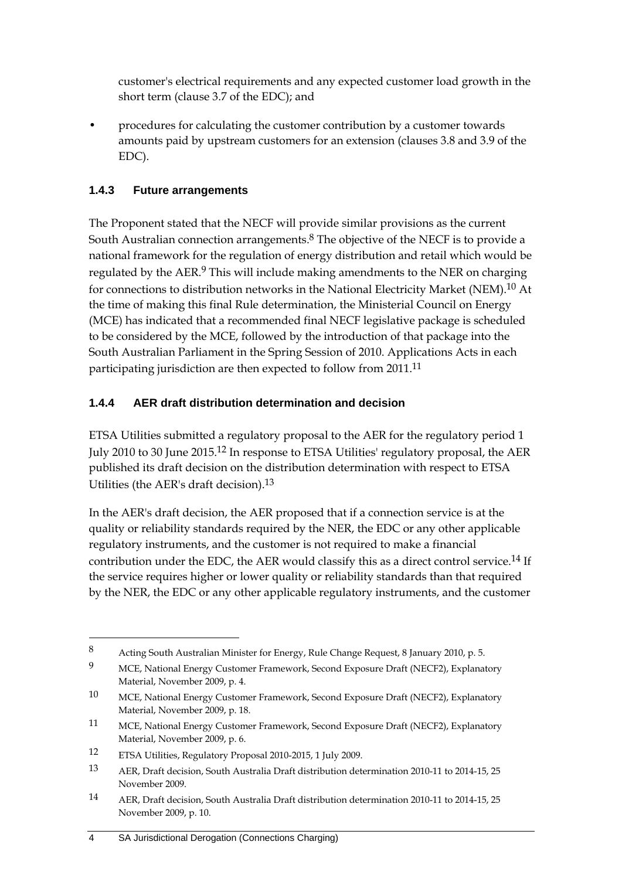customer's electrical requirements and any expected customer load growth in the short term (clause 3.7 of the EDC); and

- procedures for calculating the customer contribution by a customer towards amounts paid by upstream customers for an extension (clauses 3.8 and 3.9 of the EDC).

### 1.4.3 Future arrangements

The Proponent stated that the NECF will provide similar provisions as the current South Australian connection arrangements.[8] The objective of the NECF is to provide a national framework for the regulation of energy distribution and retail which would be regulated by the AER.[9] This will include making amendments to the NER on charging for connections to distribution networks in the National Electricity Market (NEM).[10] At the time of making this final Rule determination, the Ministerial Council on Energy (MCE) has indicated that a recommended final NECF legislative package is scheduled to be considered by the MCE, followed by the introduction of that package into the South Australian Parliament in the Spring Session of 2010. Applications Acts in each participating jurisdiction are then expected to follow from 2011.[11]

### 1.4.4 AER draft distribution determination and decision

ETSA Utilities submitted a regulatory proposal to the AER for the regulatory period 1 July 2010 to 30 June 2015.[12] In response to ETSA Utilities' regulatory proposal, the AER published its draft decision on the distribution determination with respect to ETSA Utilities (the AER's draft decision).[13]

In the AER's draft decision, the AER proposed that if a connection service is at the quality or reliability standards required by the NER, the EDC or any other applicable regulatory instruments, and the customer is not required to make a financial contribution under the EDC, the AER would classify this as a direct control service.[14] If the service requires higher or lower quality or reliability standards than that required by the NER, the EDC or any other applicable regulatory instruments, and the customer

---

8 Acting South Australian Minister for Energy, Rule Change Request, 8 January 2010, p. 5.

9 MCE, National Energy Customer Framework, Second Exposure Draft (NECF2), Explanatory Material, November 2009, p. 4.

10 MCE, National Energy Customer Framework, Second Exposure Draft (NECF2), Explanatory Material, November 2009, p. 18.

11 MCE, National Energy Customer Framework, Second Exposure Draft (NECF2), Explanatory Material, November 2009, p. 6.

12 ETSA Utilities, Regulatory Proposal 2010-2015, 1 July 2009.

13 AER, Draft decision, South Australia Draft distribution determination 2010-11 to 2014-15, 25 November 2009.

14 AER, Draft decision, South Australia Draft distribution determination 2010-11 to 2014-15, 25 November 2009, p. 10.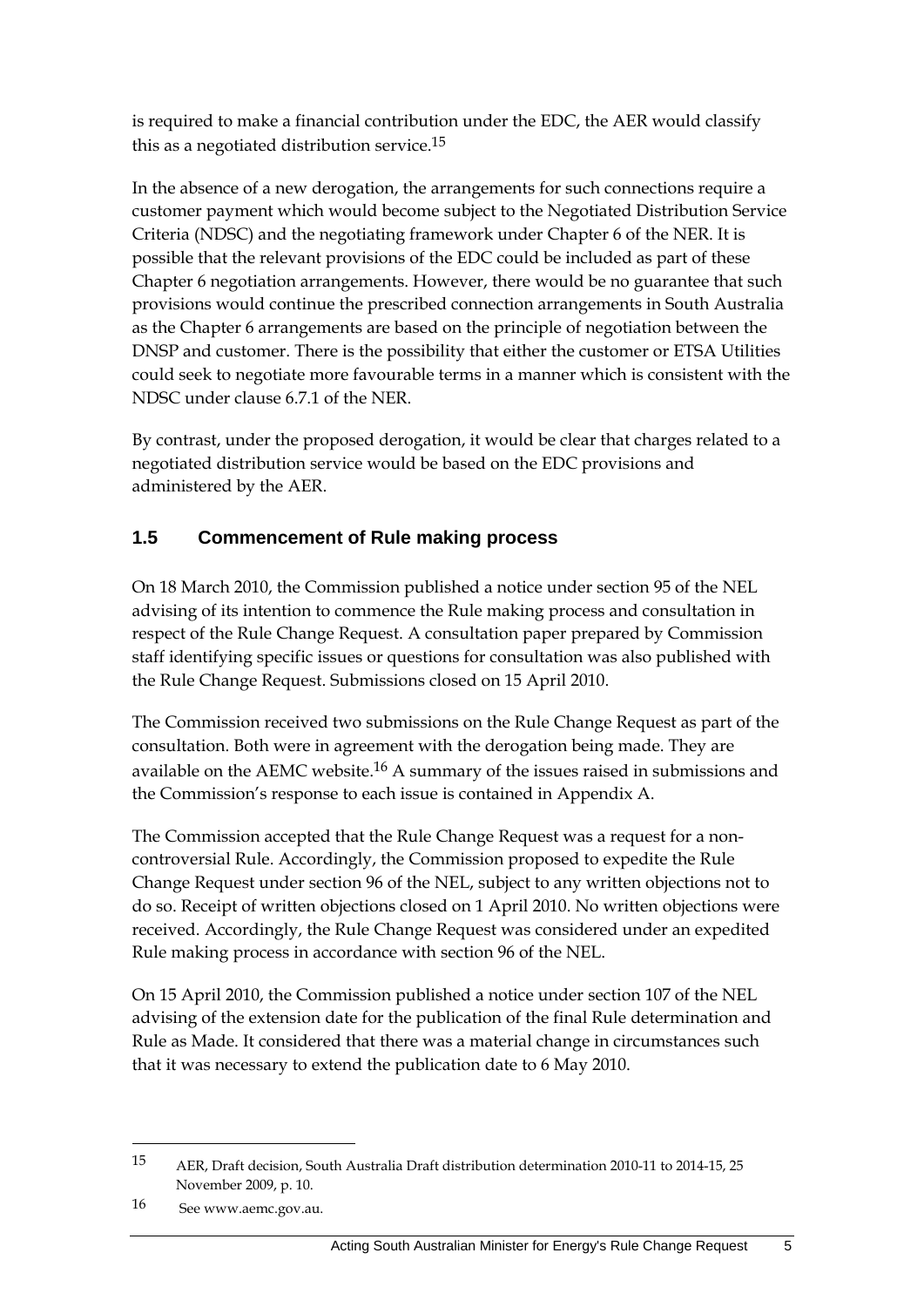is required to make a financial contribution under the EDC, the AER would classify this as a negotiated distribution service.[15]

In the absence of a new derogation, the arrangements for such connections require a customer payment which would become subject to the Negotiated Distribution Service Criteria (NDSC) and the negotiating framework under Chapter 6 of the NER. It is possible that the relevant provisions of the EDC could be included as part of these Chapter 6 negotiation arrangements. However, there would be no guarantee that such provisions would continue the prescribed connection arrangements in South Australia as the Chapter 6 arrangements are based on the principle of negotiation between the DNSP and customer. There is the possibility that either the customer or ETSA Utilities could seek to negotiate more favourable terms in a manner which is consistent with the NDSC under clause 6.7.1 of the NER.

By contrast, under the proposed derogation, it would be clear that charges related to a negotiated distribution service would be based on the EDC provisions and administered by the AER.

## 1.5 Commencement of Rule making process

On 18 March 2010, the Commission published a notice under section 95 of the NEL advising of its intention to commence the Rule making process and consultation in respect of the Rule Change Request. A consultation paper prepared by Commission staff identifying specific issues or questions for consultation was also published with the Rule Change Request. Submissions closed on 15 April 2010.

The Commission received two submissions on the Rule Change Request as part of the consultation. Both were in agreement with the derogation being made. They are available on the AEMC website.[16] A summary of the issues raised in submissions and the Commission's response to each issue is contained in Appendix A.

The Commission accepted that the Rule Change Request was a request for a non-controversial Rule. Accordingly, the Commission proposed to expedite the Rule Change Request under section 96 of the NEL, subject to any written objections not to do so. Receipt of written objections closed on 1 April 2010. No written objections were received. Accordingly, the Rule Change Request was considered under an expedited Rule making process in accordance with section 96 of the NEL.

On 15 April 2010, the Commission published a notice under section 107 of the NEL advising of the extension date for the publication of the final Rule determination and Rule as Made. It considered that there was a material change in circumstances such that it was necessary to extend the publication date to 6 May 2010.

---

[15] AER, Draft decision, South Australia Draft distribution determination 2010-11 to 2014-15, 25 November 2009, p. 10.

[16] See www.aemc.gov.au.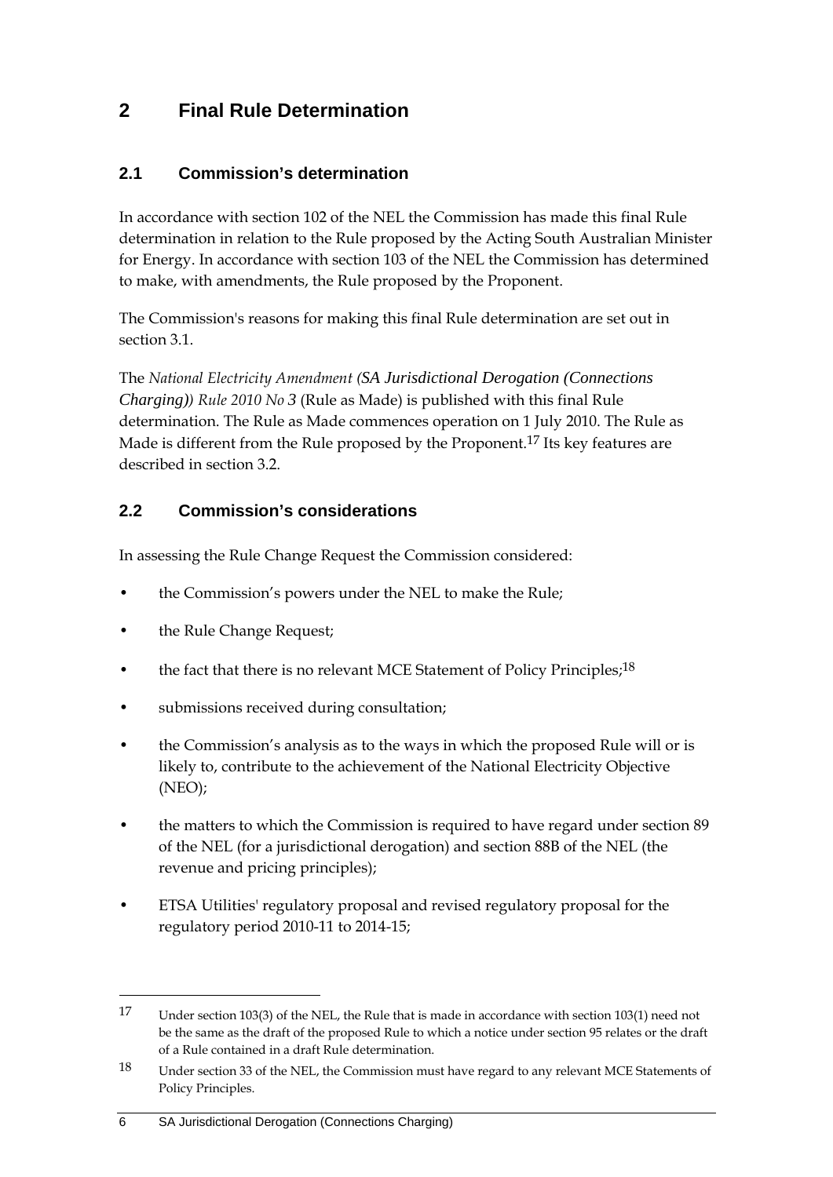# 2 Final Rule Determination

## 2.1 Commission's determination

In accordance with section 102 of the NEL the Commission has made this final Rule determination in relation to the Rule proposed by the Acting South Australian Minister for Energy. In accordance with section 103 of the NEL the Commission has determined to make, with amendments, the Rule proposed by the Proponent.

The Commission's reasons for making this final Rule determination are set out in section 3.1.

The *National Electricity Amendment (SA Jurisdictional Derogation (Connections Charging)) Rule 2010 No 3* (Rule as Made) is published with this final Rule determination. The Rule as Made commences operation on 1 July 2010. The Rule as Made is different from the Rule proposed by the Proponent.[17] Its key features are described in section 3.2.

## 2.2 Commission's considerations

In assessing the Rule Change Request the Commission considered:

- the Commission's powers under the NEL to make the Rule;
- the Rule Change Request;
- the fact that there is no relevant MCE Statement of Policy Principles;[18]
- submissions received during consultation;
- the Commission's analysis as to the ways in which the proposed Rule will or is likely to, contribute to the achievement of the National Electricity Objective (NEO);
- the matters to which the Commission is required to have regard under section 89 of the NEL (for a jurisdictional derogation) and section 88B of the NEL (the revenue and pricing principles);
- ETSA Utilities' regulatory proposal and revised regulatory proposal for the regulatory period 2010-11 to 2014-15;

---

[17] Under section 103(3) of the NEL, the Rule that is made in accordance with section 103(1) need not be the same as the draft of the proposed Rule to which a notice under section 95 relates or the draft of a Rule contained in a draft Rule determination.

[18] Under section 33 of the NEL, the Commission must have regard to any relevant MCE Statements of Policy Principles.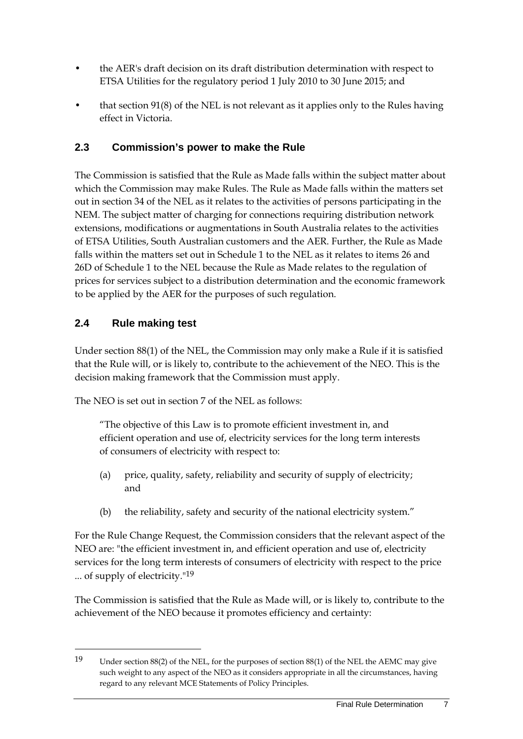- the AER's draft decision on its draft distribution determination with respect to ETSA Utilities for the regulatory period 1 July 2010 to 30 June 2015; and
- that section 91(8) of the NEL is not relevant as it applies only to the Rules having effect in Victoria.

## 2.3 Commission's power to make the Rule

The Commission is satisfied that the Rule as Made falls within the subject matter about which the Commission may make Rules. The Rule as Made falls within the matters set out in section 34 of the NEL as it relates to the activities of persons participating in the NEM. The subject matter of charging for connections requiring distribution network extensions, modifications or augmentations in South Australia relates to the activities of ETSA Utilities, South Australian customers and the AER. Further, the Rule as Made falls within the matters set out in Schedule 1 to the NEL as it relates to items 26 and 26D of Schedule 1 to the NEL because the Rule as Made relates to the regulation of prices for services subject to a distribution determination and the economic framework to be applied by the AER for the purposes of such regulation.

## 2.4 Rule making test

Under section 88(1) of the NEL, the Commission may only make a Rule if it is satisfied that the Rule will, or is likely to, contribute to the achievement of the NEO. This is the decision making framework that the Commission must apply.

The NEO is set out in section 7 of the NEL as follows:

> "The objective of this Law is to promote efficient investment in, and efficient operation and use of, electricity services for the long term interests of consumers of electricity with respect to:
>
> (a) price, quality, safety, reliability and security of supply of electricity; and
>
> (b) the reliability, safety and security of the national electricity system."

For the Rule Change Request, the Commission considers that the relevant aspect of the NEO are: "the efficient investment in, and efficient operation and use of, electricity services for the long term interests of consumers of electricity with respect to the price ... of supply of electricity."[19]

The Commission is satisfied that the Rule as Made will, or is likely to, contribute to the achievement of the NEO because it promotes efficiency and certainty:

---

[19] Under section 88(2) of the NEL, for the purposes of section 88(1) of the NEL the AEMC may give such weight to any aspect of the NEO as it considers appropriate in all the circumstances, having regard to any relevant MCE Statements of Policy Principles.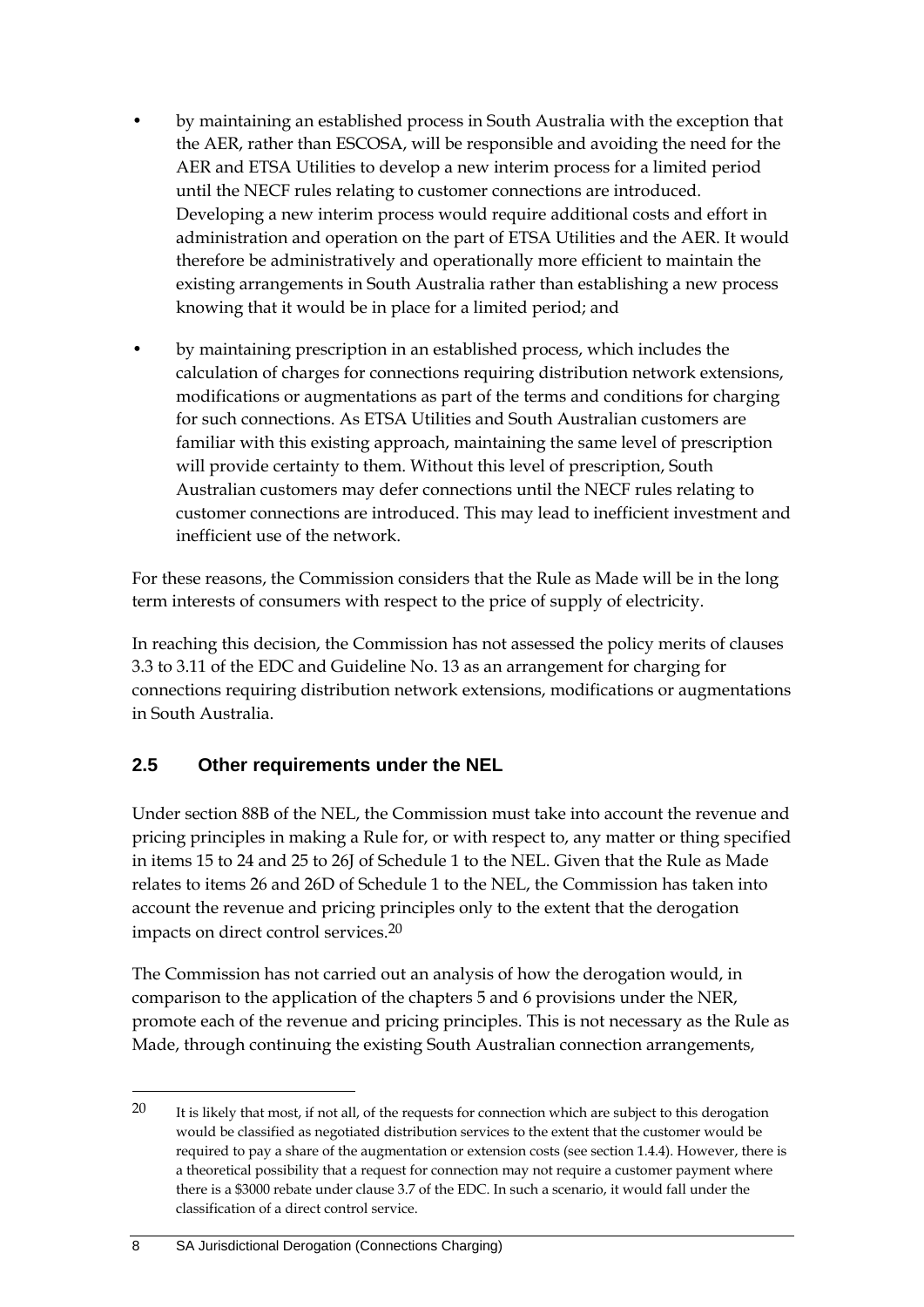- by maintaining an established process in South Australia with the exception that the AER, rather than ESCOSA, will be responsible and avoiding the need for the AER and ETSA Utilities to develop a new interim process for a limited period until the NECF rules relating to customer connections are introduced. Developing a new interim process would require additional costs and effort in administration and operation on the part of ETSA Utilities and the AER. It would therefore be administratively and operationally more efficient to maintain the existing arrangements in South Australia rather than establishing a new process knowing that it would be in place for a limited period; and
- by maintaining prescription in an established process, which includes the calculation of charges for connections requiring distribution network extensions, modifications or augmentations as part of the terms and conditions for charging for such connections. As ETSA Utilities and South Australian customers are familiar with this existing approach, maintaining the same level of prescription will provide certainty to them. Without this level of prescription, South Australian customers may defer connections until the NECF rules relating to customer connections are introduced. This may lead to inefficient investment and inefficient use of the network.

For these reasons, the Commission considers that the Rule as Made will be in the long term interests of consumers with respect to the price of supply of electricity.

In reaching this decision, the Commission has not assessed the policy merits of clauses 3.3 to 3.11 of the EDC and Guideline No. 13 as an arrangement for charging for connections requiring distribution network extensions, modifications or augmentations in South Australia.

## 2.5 Other requirements under the NEL

Under section 88B of the NEL, the Commission must take into account the revenue and pricing principles in making a Rule for, or with respect to, any matter or thing specified in items 15 to 24 and 25 to 26J of Schedule 1 to the NEL. Given that the Rule as Made relates to items 26 and 26D of Schedule 1 to the NEL, the Commission has taken into account the revenue and pricing principles only to the extent that the derogation impacts on direct control services.[20]

The Commission has not carried out an analysis of how the derogation would, in comparison to the application of the chapters 5 and 6 provisions under the NER, promote each of the revenue and pricing principles. This is not necessary as the Rule as Made, through continuing the existing South Australian connection arrangements,

[20] It is likely that most, if not all, of the requests for connection which are subject to this derogation would be classified as negotiated distribution services to the extent that the customer would be required to pay a share of the augmentation or extension costs (see section 1.4.4). However, there is a theoretical possibility that a request for connection may not require a customer payment where there is a $3000 rebate under clause 3.7 of the EDC. In such a scenario, it would fall under the classification of a direct control service.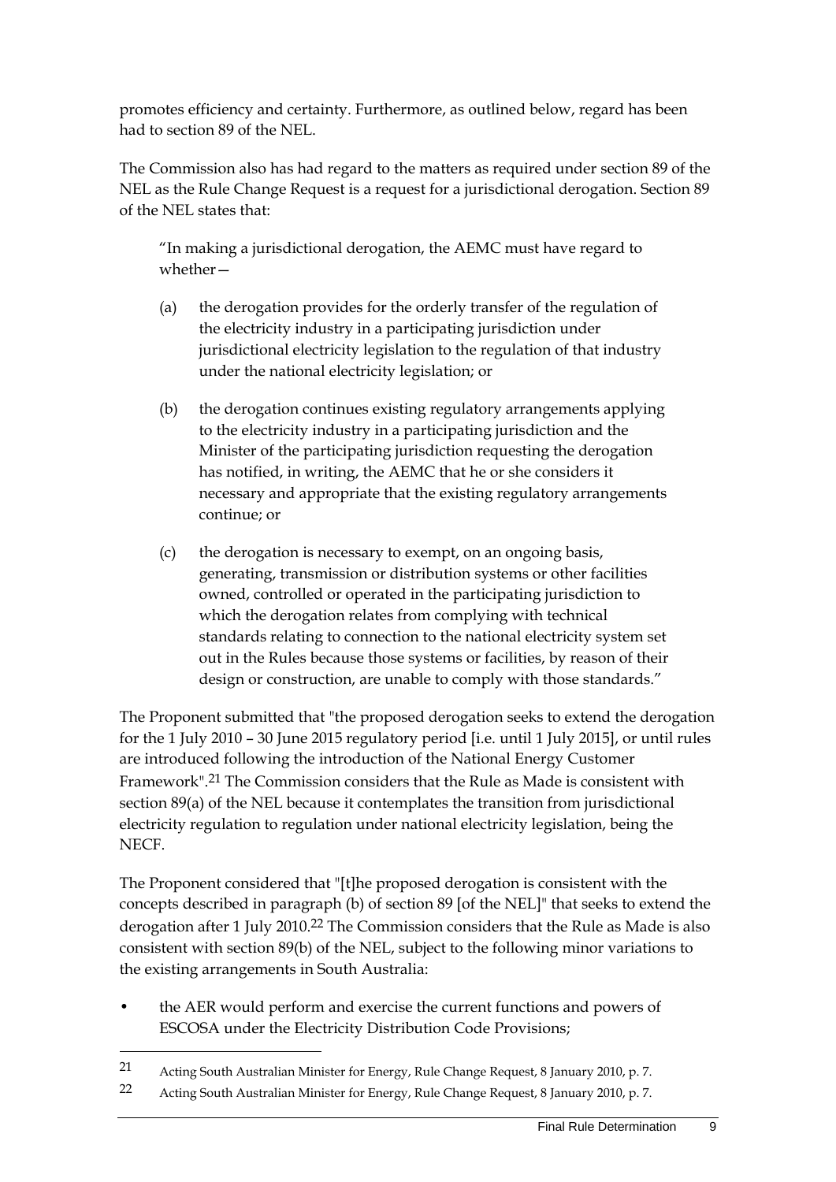promotes efficiency and certainty. Furthermore, as outlined below, regard has been had to section 89 of the NEL.

The Commission also has had regard to the matters as required under section 89 of the NEL as the Rule Change Request is a request for a jurisdictional derogation. Section 89 of the NEL states that:

> "In making a jurisdictional derogation, the AEMC must have regard to whether—
>
> (a) the derogation provides for the orderly transfer of the regulation of the electricity industry in a participating jurisdiction under jurisdictional electricity legislation to the regulation of that industry under the national electricity legislation; or
>
> (b) the derogation continues existing regulatory arrangements applying to the electricity industry in a participating jurisdiction and the Minister of the participating jurisdiction requesting the derogation has notified, in writing, the AEMC that he or she considers it necessary and appropriate that the existing regulatory arrangements continue; or
>
> (c) the derogation is necessary to exempt, on an ongoing basis, generating, transmission or distribution systems or other facilities owned, controlled or operated in the participating jurisdiction to which the derogation relates from complying with technical standards relating to connection to the national electricity system set out in the Rules because those systems or facilities, by reason of their design or construction, are unable to comply with those standards."

The Proponent submitted that "the proposed derogation seeks to extend the derogation for the 1 July 2010 – 30 June 2015 regulatory period [i.e. until 1 July 2015], or until rules are introduced following the introduction of the National Energy Customer Framework".[21] The Commission considers that the Rule as Made is consistent with section 89(a) of the NEL because it contemplates the transition from jurisdictional electricity regulation to regulation under national electricity legislation, being the NECF.

The Proponent considered that "[t]he proposed derogation is consistent with the concepts described in paragraph (b) of section 89 [of the NEL]" that seeks to extend the derogation after 1 July 2010.[22] The Commission considers that the Rule as Made is also consistent with section 89(b) of the NEL, subject to the following minor variations to the existing arrangements in South Australia:

- the AER would perform and exercise the current functions and powers of ESCOSA under the Electricity Distribution Code Provisions;

---

21 Acting South Australian Minister for Energy, Rule Change Request, 8 January 2010, p. 7.

22 Acting South Australian Minister for Energy, Rule Change Request, 8 January 2010, p. 7.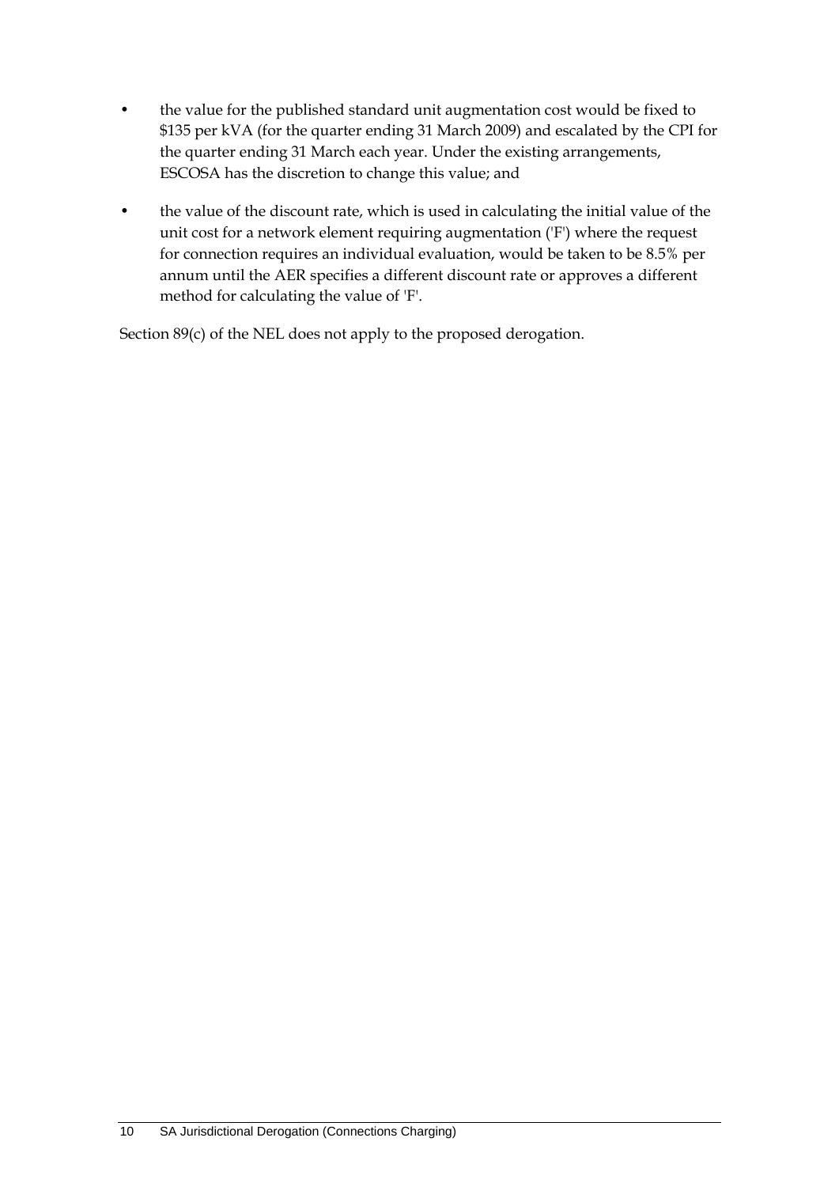- the value for the published standard unit augmentation cost would be fixed to $135 per kVA (for the quarter ending 31 March 2009) and escalated by the CPI for the quarter ending 31 March each year. Under the existing arrangements, ESCOSA has the discretion to change this value; and

- the value of the discount rate, which is used in calculating the initial value of the unit cost for a network element requiring augmentation ('F') where the request for connection requires an individual evaluation, would be taken to be 8.5% per annum until the AER specifies a different discount rate or approves a different method for calculating the value of 'F'.

Section 89(c) of the NEL does not apply to the proposed derogation.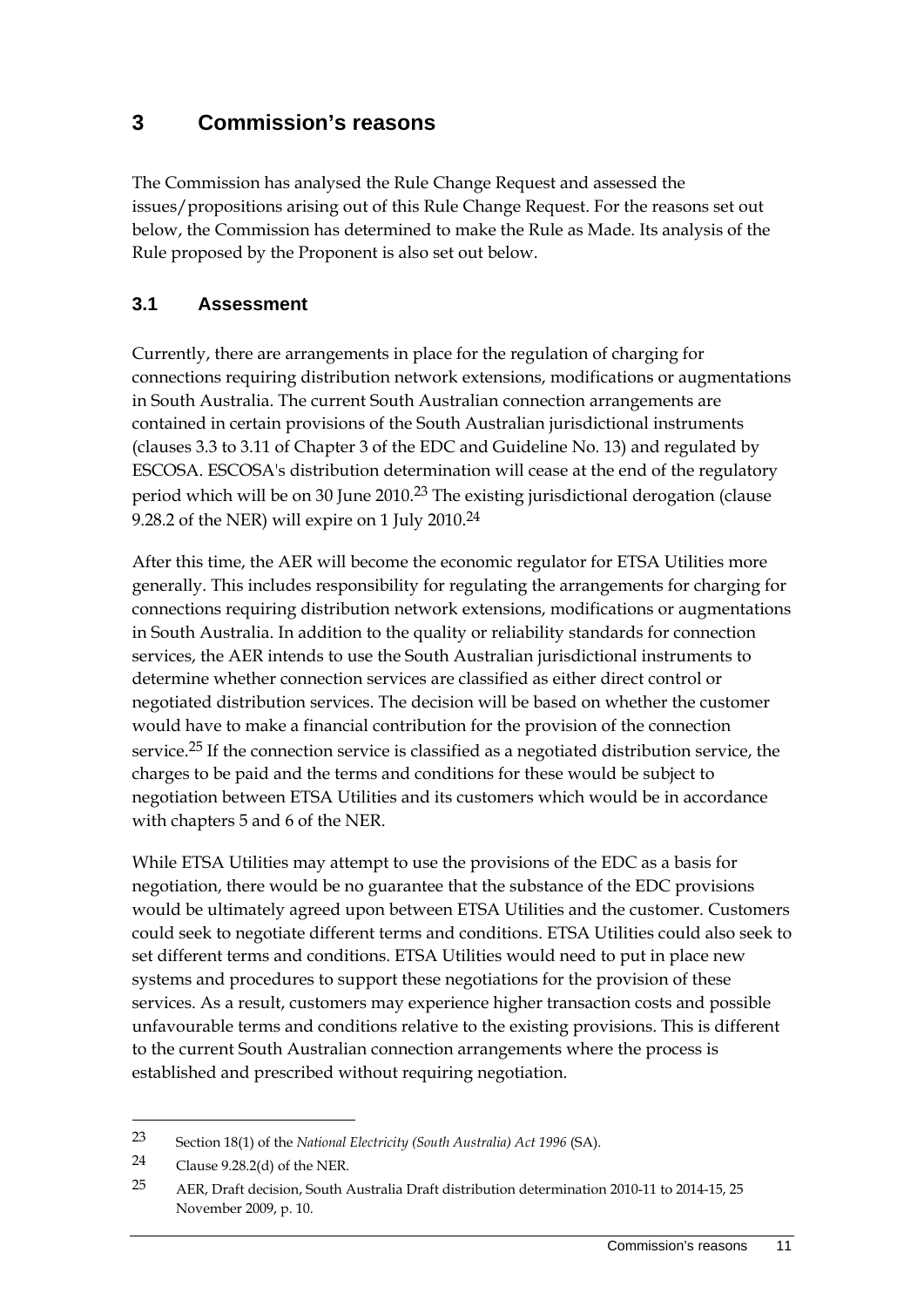# 3 Commission's reasons

The Commission has analysed the Rule Change Request and assessed the issues/propositions arising out of this Rule Change Request. For the reasons set out below, the Commission has determined to make the Rule as Made. Its analysis of the Rule proposed by the Proponent is also set out below.

## 3.1 Assessment

Currently, there are arrangements in place for the regulation of charging for connections requiring distribution network extensions, modifications or augmentations in South Australia. The current South Australian connection arrangements are contained in certain provisions of the South Australian jurisdictional instruments (clauses 3.3 to 3.11 of Chapter 3 of the EDC and Guideline No. 13) and regulated by ESCOSA. ESCOSA's distribution determination will cease at the end of the regulatory period which will be on 30 June 2010.[23] The existing jurisdictional derogation (clause 9.28.2 of the NER) will expire on 1 July 2010.[24]

After this time, the AER will become the economic regulator for ETSA Utilities more generally. This includes responsibility for regulating the arrangements for charging for connections requiring distribution network extensions, modifications or augmentations in South Australia. In addition to the quality or reliability standards for connection services, the AER intends to use the South Australian jurisdictional instruments to determine whether connection services are classified as either direct control or negotiated distribution services. The decision will be based on whether the customer would have to make a financial contribution for the provision of the connection service.[25] If the connection service is classified as a negotiated distribution service, the charges to be paid and the terms and conditions for these would be subject to negotiation between ETSA Utilities and its customers which would be in accordance with chapters 5 and 6 of the NER.

While ETSA Utilities may attempt to use the provisions of the EDC as a basis for negotiation, there would be no guarantee that the substance of the EDC provisions would be ultimately agreed upon between ETSA Utilities and the customer. Customers could seek to negotiate different terms and conditions. ETSA Utilities could also seek to set different terms and conditions. ETSA Utilities would need to put in place new systems and procedures to support these negotiations for the provision of these services. As a result, customers may experience higher transaction costs and possible unfavourable terms and conditions relative to the existing provisions. This is different to the current South Australian connection arrangements where the process is established and prescribed without requiring negotiation.

---

23 Section 18(1) of the *National Electricity (South Australia) Act 1996* (SA).

24 Clause 9.28.2(d) of the NER.

25 AER, Draft decision, South Australia Draft distribution determination 2010-11 to 2014-15, 25 November 2009, p. 10.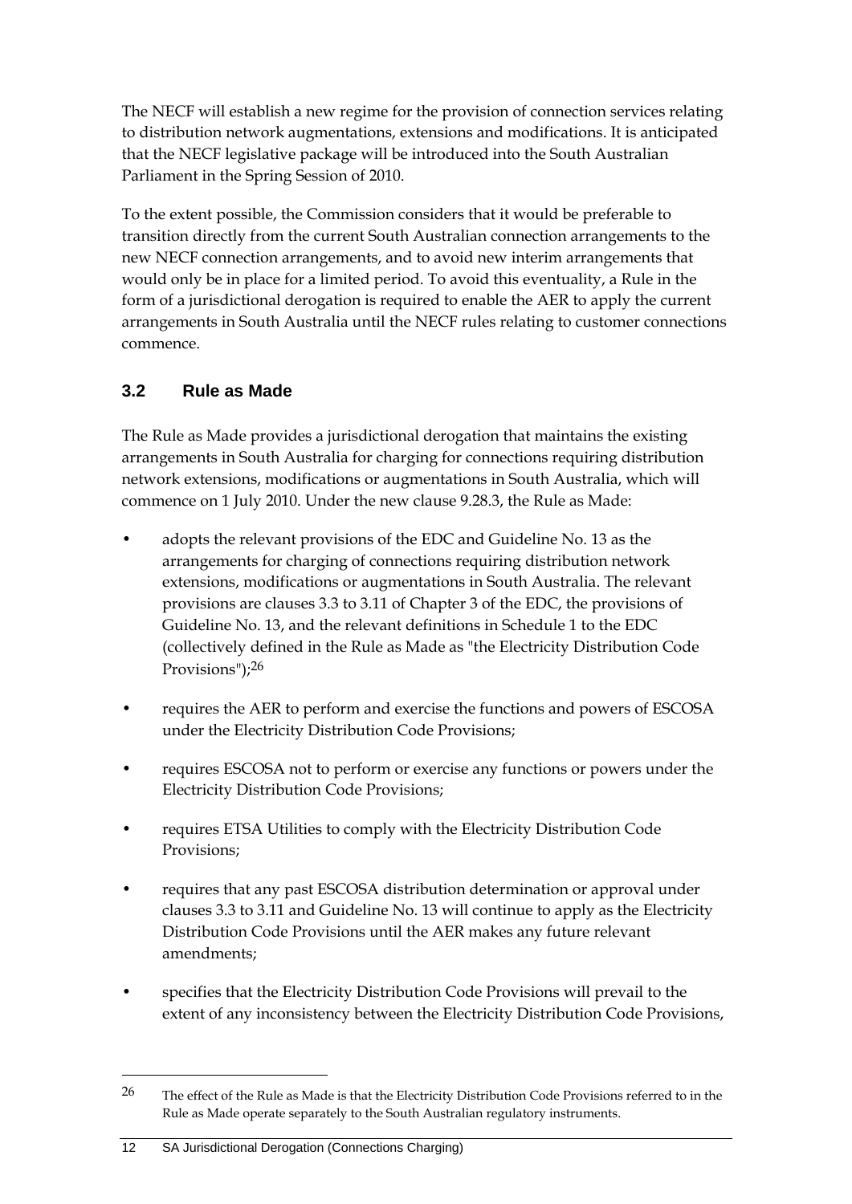The NECF will establish a new regime for the provision of connection services relating to distribution network augmentations, extensions and modifications. It is anticipated that the NECF legislative package will be introduced into the South Australian Parliament in the Spring Session of 2010.

To the extent possible, the Commission considers that it would be preferable to transition directly from the current South Australian connection arrangements to the new NECF connection arrangements, and to avoid new interim arrangements that would only be in place for a limited period. To avoid this eventuality, a Rule in the form of a jurisdictional derogation is required to enable the AER to apply the current arrangements in South Australia until the NECF rules relating to customer connections commence.

## 3.2 Rule as Made

The Rule as Made provides a jurisdictional derogation that maintains the existing arrangements in South Australia for charging for connections requiring distribution network extensions, modifications or augmentations in South Australia, which will commence on 1 July 2010. Under the new clause 9.28.3, the Rule as Made:

- adopts the relevant provisions of the EDC and Guideline No. 13 as the arrangements for charging of connections requiring distribution network extensions, modifications or augmentations in South Australia. The relevant provisions are clauses 3.3 to 3.11 of Chapter 3 of the EDC, the provisions of Guideline No. 13, and the relevant definitions in Schedule 1 to the EDC (collectively defined in the Rule as Made as "the Electricity Distribution Code Provisions");[26]
- requires the AER to perform and exercise the functions and powers of ESCOSA under the Electricity Distribution Code Provisions;
- requires ESCOSA not to perform or exercise any functions or powers under the Electricity Distribution Code Provisions;
- requires ETSA Utilities to comply with the Electricity Distribution Code Provisions;
- requires that any past ESCOSA distribution determination or approval under clauses 3.3 to 3.11 and Guideline No. 13 will continue to apply as the Electricity Distribution Code Provisions until the AER makes any future relevant amendments;
- specifies that the Electricity Distribution Code Provisions will prevail to the extent of any inconsistency between the Electricity Distribution Code Provisions,

[26] The effect of the Rule as Made is that the Electricity Distribution Code Provisions referred to in the Rule as Made operate separately to the South Australian regulatory instruments.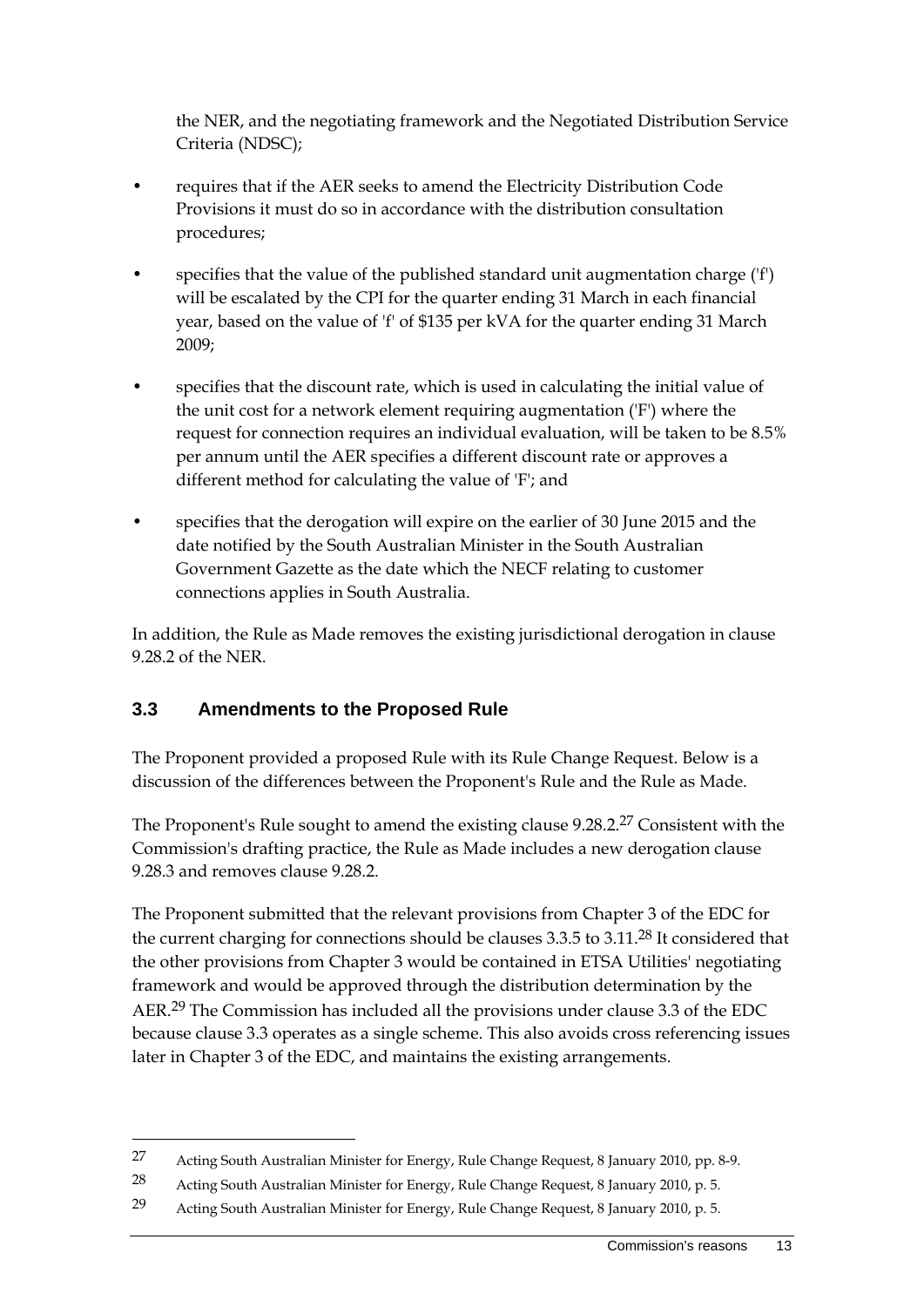the NER, and the negotiating framework and the Negotiated Distribution Service Criteria (NDSC);

- requires that if the AER seeks to amend the Electricity Distribution Code Provisions it must do so in accordance with the distribution consultation procedures;
- specifies that the value of the published standard unit augmentation charge ('f') will be escalated by the CPI for the quarter ending 31 March in each financial year, based on the value of 'f' of $135 per kVA for the quarter ending 31 March 2009;
- specifies that the discount rate, which is used in calculating the initial value of the unit cost for a network element requiring augmentation ('F') where the request for connection requires an individual evaluation, will be taken to be 8.5% per annum until the AER specifies a different discount rate or approves a different method for calculating the value of 'F'; and
- specifies that the derogation will expire on the earlier of 30 June 2015 and the date notified by the South Australian Minister in the South Australian Government Gazette as the date which the NECF relating to customer connections applies in South Australia.

In addition, the Rule as Made removes the existing jurisdictional derogation in clause 9.28.2 of the NER.

### 3.3 Amendments to the Proposed Rule

The Proponent provided a proposed Rule with its Rule Change Request. Below is a discussion of the differences between the Proponent's Rule and the Rule as Made.

The Proponent's Rule sought to amend the existing clause 9.28.2.[27] Consistent with the Commission's drafting practice, the Rule as Made includes a new derogation clause 9.28.3 and removes clause 9.28.2.

The Proponent submitted that the relevant provisions from Chapter 3 of the EDC for the current charging for connections should be clauses 3.3.5 to 3.11.[28] It considered that the other provisions from Chapter 3 would be contained in ETSA Utilities' negotiating framework and would be approved through the distribution determination by the AER.[29] The Commission has included all the provisions under clause 3.3 of the EDC because clause 3.3 operates as a single scheme. This also avoids cross referencing issues later in Chapter 3 of the EDC, and maintains the existing arrangements.

---

27 Acting South Australian Minister for Energy, Rule Change Request, 8 January 2010, pp. 8-9.

28 Acting South Australian Minister for Energy, Rule Change Request, 8 January 2010, p. 5.

29 Acting South Australian Minister for Energy, Rule Change Request, 8 January 2010, p. 5.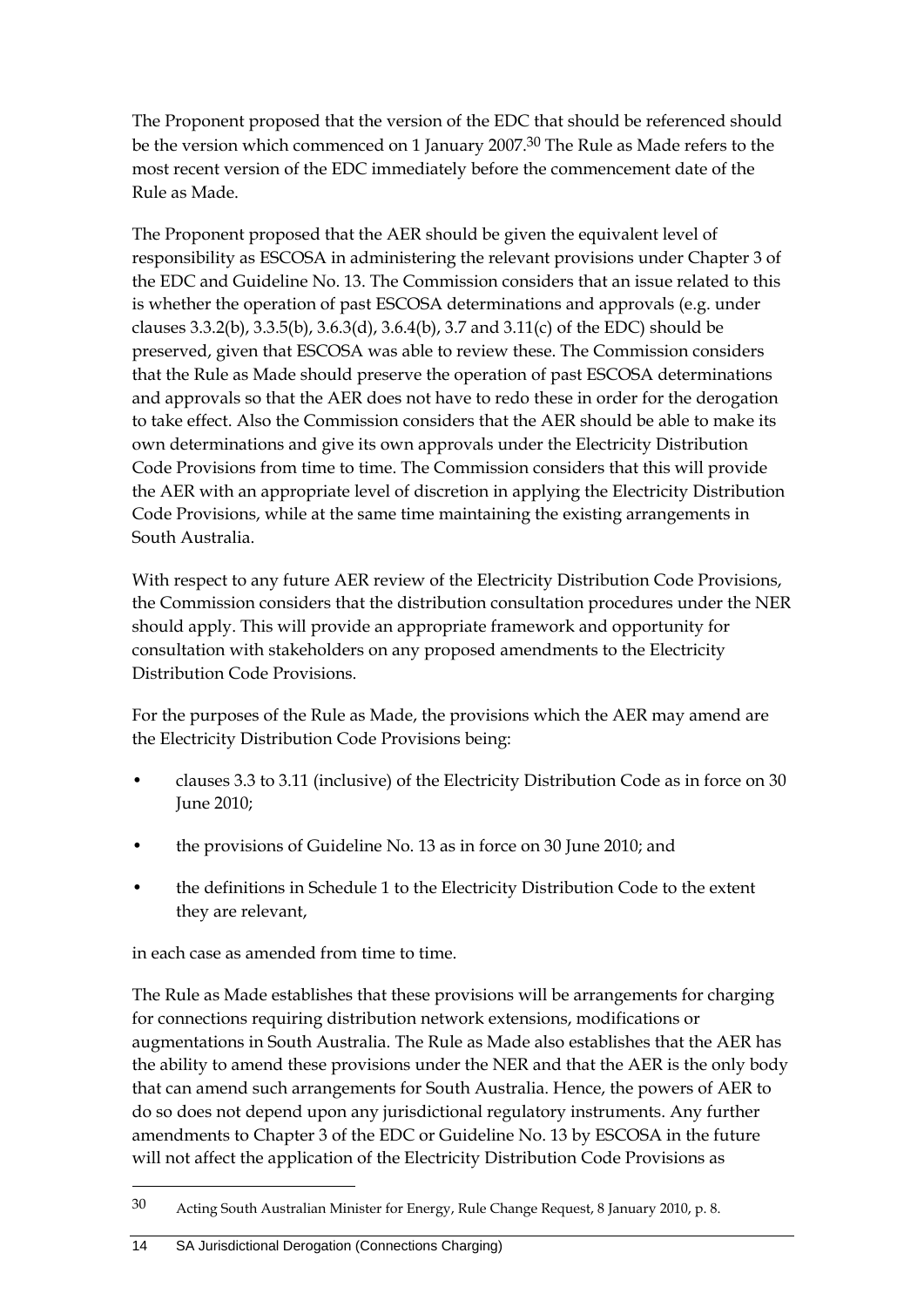The Proponent proposed that the version of the EDC that should be referenced should be the version which commenced on 1 January 2007.[30] The Rule as Made refers to the most recent version of the EDC immediately before the commencement date of the Rule as Made.

The Proponent proposed that the AER should be given the equivalent level of responsibility as ESCOSA in administering the relevant provisions under Chapter 3 of the EDC and Guideline No. 13. The Commission considers that an issue related to this is whether the operation of past ESCOSA determinations and approvals (e.g. under clauses 3.3.2(b), 3.3.5(b), 3.6.3(d), 3.6.4(b), 3.7 and 3.11(c) of the EDC) should be preserved, given that ESCOSA was able to review these. The Commission considers that the Rule as Made should preserve the operation of past ESCOSA determinations and approvals so that the AER does not have to redo these in order for the derogation to take effect. Also the Commission considers that the AER should be able to make its own determinations and give its own approvals under the Electricity Distribution Code Provisions from time to time. The Commission considers that this will provide the AER with an appropriate level of discretion in applying the Electricity Distribution Code Provisions, while at the same time maintaining the existing arrangements in South Australia.

With respect to any future AER review of the Electricity Distribution Code Provisions, the Commission considers that the distribution consultation procedures under the NER should apply. This will provide an appropriate framework and opportunity for consultation with stakeholders on any proposed amendments to the Electricity Distribution Code Provisions.

For the purposes of the Rule as Made, the provisions which the AER may amend are the Electricity Distribution Code Provisions being:

- clauses 3.3 to 3.11 (inclusive) of the Electricity Distribution Code as in force on 30 June 2010;
- the provisions of Guideline No. 13 as in force on 30 June 2010; and
- the definitions in Schedule 1 to the Electricity Distribution Code to the extent they are relevant,

in each case as amended from time to time.

The Rule as Made establishes that these provisions will be arrangements for charging for connections requiring distribution network extensions, modifications or augmentations in South Australia. The Rule as Made also establishes that the AER has the ability to amend these provisions under the NER and that the AER is the only body that can amend such arrangements for South Australia. Hence, the powers of AER to do so does not depend upon any jurisdictional regulatory instruments. Any further amendments to Chapter 3 of the EDC or Guideline No. 13 by ESCOSA in the future will not affect the application of the Electricity Distribution Code Provisions as

---

[30] Acting South Australian Minister for Energy, Rule Change Request, 8 January 2010, p. 8.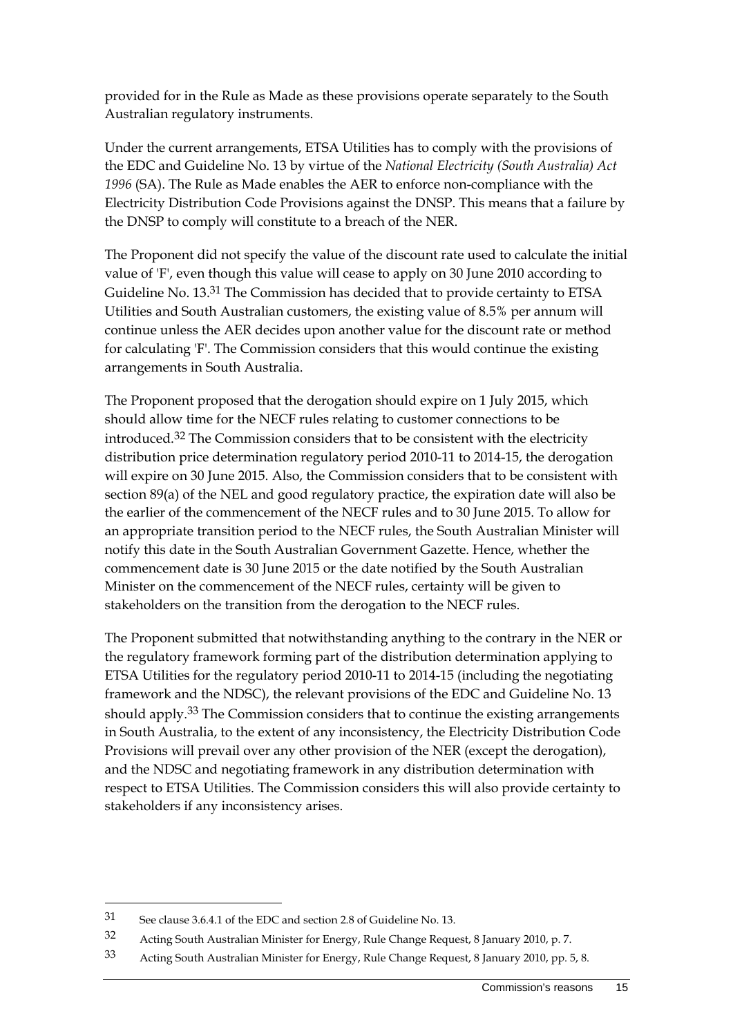provided for in the Rule as Made as these provisions operate separately to the South Australian regulatory instruments.

Under the current arrangements, ETSA Utilities has to comply with the provisions of the EDC and Guideline No. 13 by virtue of the *National Electricity (South Australia) Act 1996* (SA). The Rule as Made enables the AER to enforce non-compliance with the Electricity Distribution Code Provisions against the DNSP. This means that a failure by the DNSP to comply will constitute to a breach of the NER.

The Proponent did not specify the value of the discount rate used to calculate the initial value of 'F', even though this value will cease to apply on 30 June 2010 according to Guideline No. 13.[31] The Commission has decided that to provide certainty to ETSA Utilities and South Australian customers, the existing value of 8.5% per annum will continue unless the AER decides upon another value for the discount rate or method for calculating 'F'. The Commission considers that this would continue the existing arrangements in South Australia.

The Proponent proposed that the derogation should expire on 1 July 2015, which should allow time for the NECF rules relating to customer connections to be introduced.[32] The Commission considers that to be consistent with the electricity distribution price determination regulatory period 2010-11 to 2014-15, the derogation will expire on 30 June 2015. Also, the Commission considers that to be consistent with section 89(a) of the NEL and good regulatory practice, the expiration date will also be the earlier of the commencement of the NECF rules and to 30 June 2015. To allow for an appropriate transition period to the NECF rules, the South Australian Minister will notify this date in the South Australian Government Gazette. Hence, whether the commencement date is 30 June 2015 or the date notified by the South Australian Minister on the commencement of the NECF rules, certainty will be given to stakeholders on the transition from the derogation to the NECF rules.

The Proponent submitted that notwithstanding anything to the contrary in the NER or the regulatory framework forming part of the distribution determination applying to ETSA Utilities for the regulatory period 2010-11 to 2014-15 (including the negotiating framework and the NDSC), the relevant provisions of the EDC and Guideline No. 13 should apply.[33] The Commission considers that to continue the existing arrangements in South Australia, to the extent of any inconsistency, the Electricity Distribution Code Provisions will prevail over any other provision of the NER (except the derogation), and the NDSC and negotiating framework in any distribution determination with respect to ETSA Utilities. The Commission considers this will also provide certainty to stakeholders if any inconsistency arises.

---

[31] See clause 3.6.4.1 of the EDC and section 2.8 of Guideline No. 13.

[32] Acting South Australian Minister for Energy, Rule Change Request, 8 January 2010, p. 7.

[33] Acting South Australian Minister for Energy, Rule Change Request, 8 January 2010, pp. 5, 8.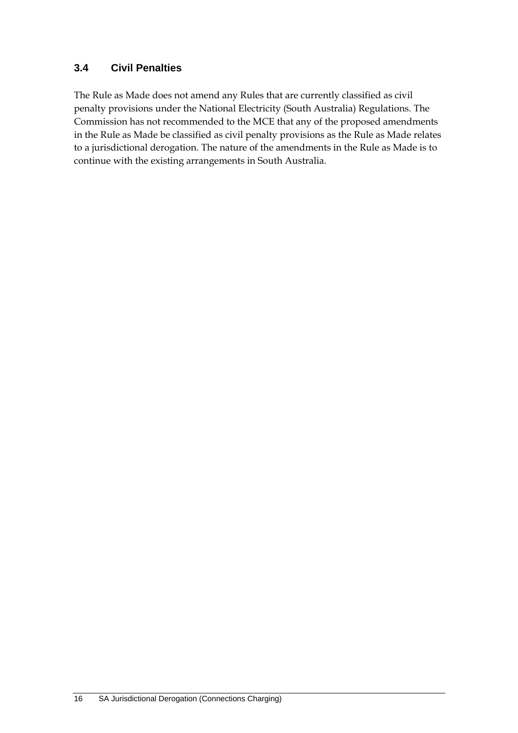## 3.4 Civil Penalties

The Rule as Made does not amend any Rules that are currently classified as civil penalty provisions under the National Electricity (South Australia) Regulations. The Commission has not recommended to the MCE that any of the proposed amendments in the Rule as Made be classified as civil penalty provisions as the Rule as Made relates to a jurisdictional derogation. The nature of the amendments in the Rule as Made is to continue with the existing arrangements in South Australia.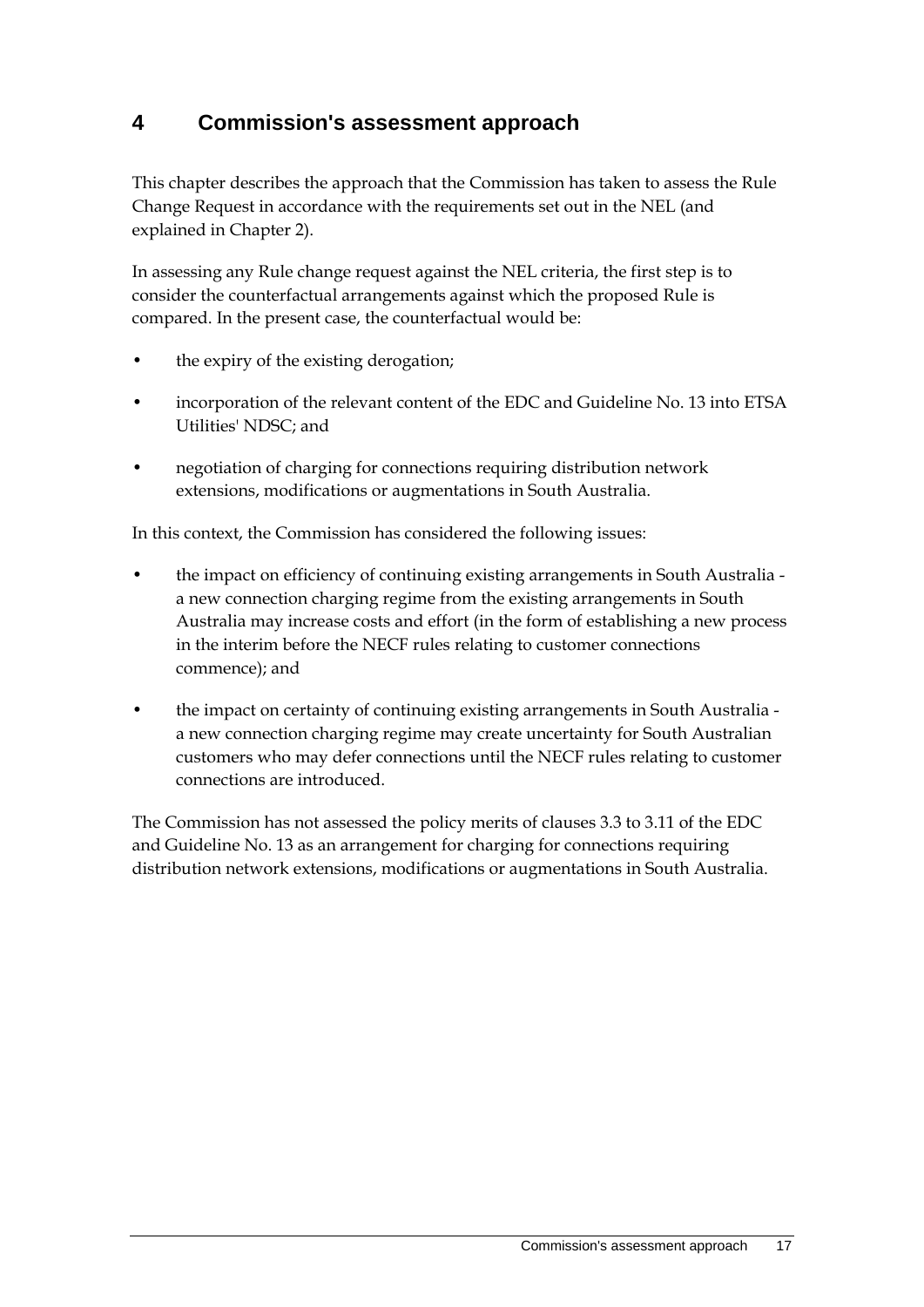# 4 Commission's assessment approach

This chapter describes the approach that the Commission has taken to assess the Rule Change Request in accordance with the requirements set out in the NEL (and explained in Chapter 2).

In assessing any Rule change request against the NEL criteria, the first step is to consider the counterfactual arrangements against which the proposed Rule is compared. In the present case, the counterfactual would be:

- the expiry of the existing derogation;
- incorporation of the relevant content of the EDC and Guideline No. 13 into ETSA Utilities' NDSC; and
- negotiation of charging for connections requiring distribution network extensions, modifications or augmentations in South Australia.

In this context, the Commission has considered the following issues:

- the impact on efficiency of continuing existing arrangements in South Australia - a new connection charging regime from the existing arrangements in South Australia may increase costs and effort (in the form of establishing a new process in the interim before the NECF rules relating to customer connections commence); and
- the impact on certainty of continuing existing arrangements in South Australia - a new connection charging regime may create uncertainty for South Australian customers who may defer connections until the NECF rules relating to customer connections are introduced.

The Commission has not assessed the policy merits of clauses 3.3 to 3.11 of the EDC and Guideline No. 13 as an arrangement for charging for connections requiring distribution network extensions, modifications or augmentations in South Australia.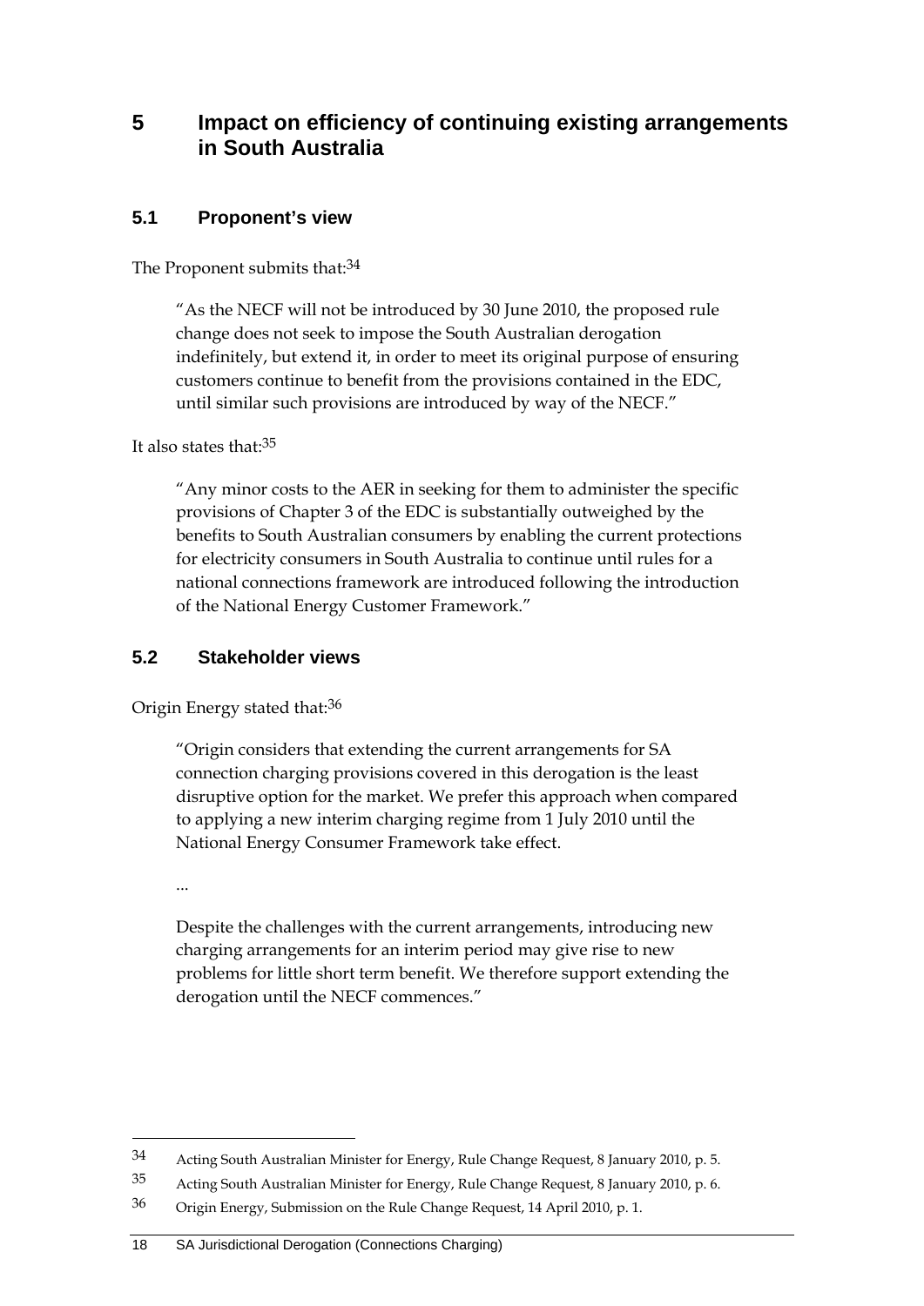# 5 Impact on efficiency of continuing existing arrangements in South Australia

## 5.1 Proponent's view

The Proponent submits that:[34]

> "As the NECF will not be introduced by 30 June 2010, the proposed rule change does not seek to impose the South Australian derogation indefinitely, but extend it, in order to meet its original purpose of ensuring customers continue to benefit from the provisions contained in the EDC, until similar such provisions are introduced by way of the NECF."

It also states that:[35]

> "Any minor costs to the AER in seeking for them to administer the specific provisions of Chapter 3 of the EDC is substantially outweighed by the benefits to South Australian consumers by enabling the current protections for electricity consumers in South Australia to continue until rules for a national connections framework are introduced following the introduction of the National Energy Customer Framework."

## 5.2 Stakeholder views

Origin Energy stated that:[36]

> "Origin considers that extending the current arrangements for SA connection charging provisions covered in this derogation is the least disruptive option for the market. We prefer this approach when compared to applying a new interim charging regime from 1 July 2010 until the National Energy Consumer Framework take effect.
>
> ...
>
> Despite the challenges with the current arrangements, introducing new charging arrangements for an interim period may give rise to new problems for little short term benefit. We therefore support extending the derogation until the NECF commences."

---

[34] Acting South Australian Minister for Energy, Rule Change Request, 8 January 2010, p. 5.

[35] Acting South Australian Minister for Energy, Rule Change Request, 8 January 2010, p. 6.

[36] Origin Energy, Submission on the Rule Change Request, 14 April 2010, p. 1.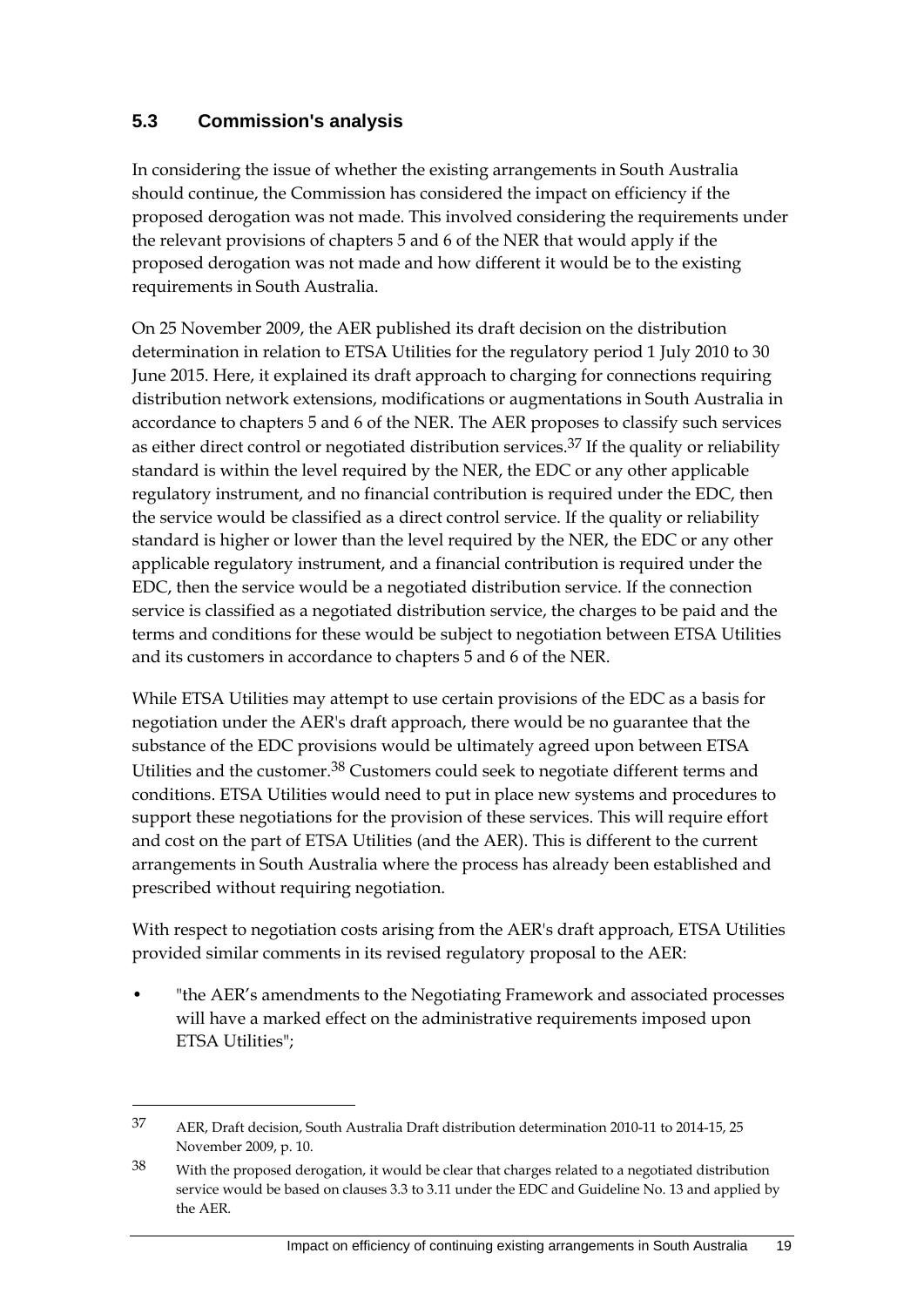## 5.3 Commission's analysis

In considering the issue of whether the existing arrangements in South Australia should continue, the Commission has considered the impact on efficiency if the proposed derogation was not made. This involved considering the requirements under the relevant provisions of chapters 5 and 6 of the NER that would apply if the proposed derogation was not made and how different it would be to the existing requirements in South Australia.

On 25 November 2009, the AER published its draft decision on the distribution determination in relation to ETSA Utilities for the regulatory period 1 July 2010 to 30 June 2015. Here, it explained its draft approach to charging for connections requiring distribution network extensions, modifications or augmentations in South Australia in accordance to chapters 5 and 6 of the NER. The AER proposes to classify such services as either direct control or negotiated distribution services.[37] If the quality or reliability standard is within the level required by the NER, the EDC or any other applicable regulatory instrument, and no financial contribution is required under the EDC, then the service would be classified as a direct control service. If the quality or reliability standard is higher or lower than the level required by the NER, the EDC or any other applicable regulatory instrument, and a financial contribution is required under the EDC, then the service would be a negotiated distribution service. If the connection service is classified as a negotiated distribution service, the charges to be paid and the terms and conditions for these would be subject to negotiation between ETSA Utilities and its customers in accordance to chapters 5 and 6 of the NER.

While ETSA Utilities may attempt to use certain provisions of the EDC as a basis for negotiation under the AER's draft approach, there would be no guarantee that the substance of the EDC provisions would be ultimately agreed upon between ETSA Utilities and the customer.[38] Customers could seek to negotiate different terms and conditions. ETSA Utilities would need to put in place new systems and procedures to support these negotiations for the provision of these services. This will require effort and cost on the part of ETSA Utilities (and the AER). This is different to the current arrangements in South Australia where the process has already been established and prescribed without requiring negotiation.

With respect to negotiation costs arising from the AER's draft approach, ETSA Utilities provided similar comments in its revised regulatory proposal to the AER:

- "the AER's amendments to the Negotiating Framework and associated processes will have a marked effect on the administrative requirements imposed upon ETSA Utilities";

---

[37] AER, Draft decision, South Australia Draft distribution determination 2010-11 to 2014-15, 25 November 2009, p. 10.

[38] With the proposed derogation, it would be clear that charges related to a negotiated distribution service would be based on clauses 3.3 to 3.11 under the EDC and Guideline No. 13 and applied by the AER.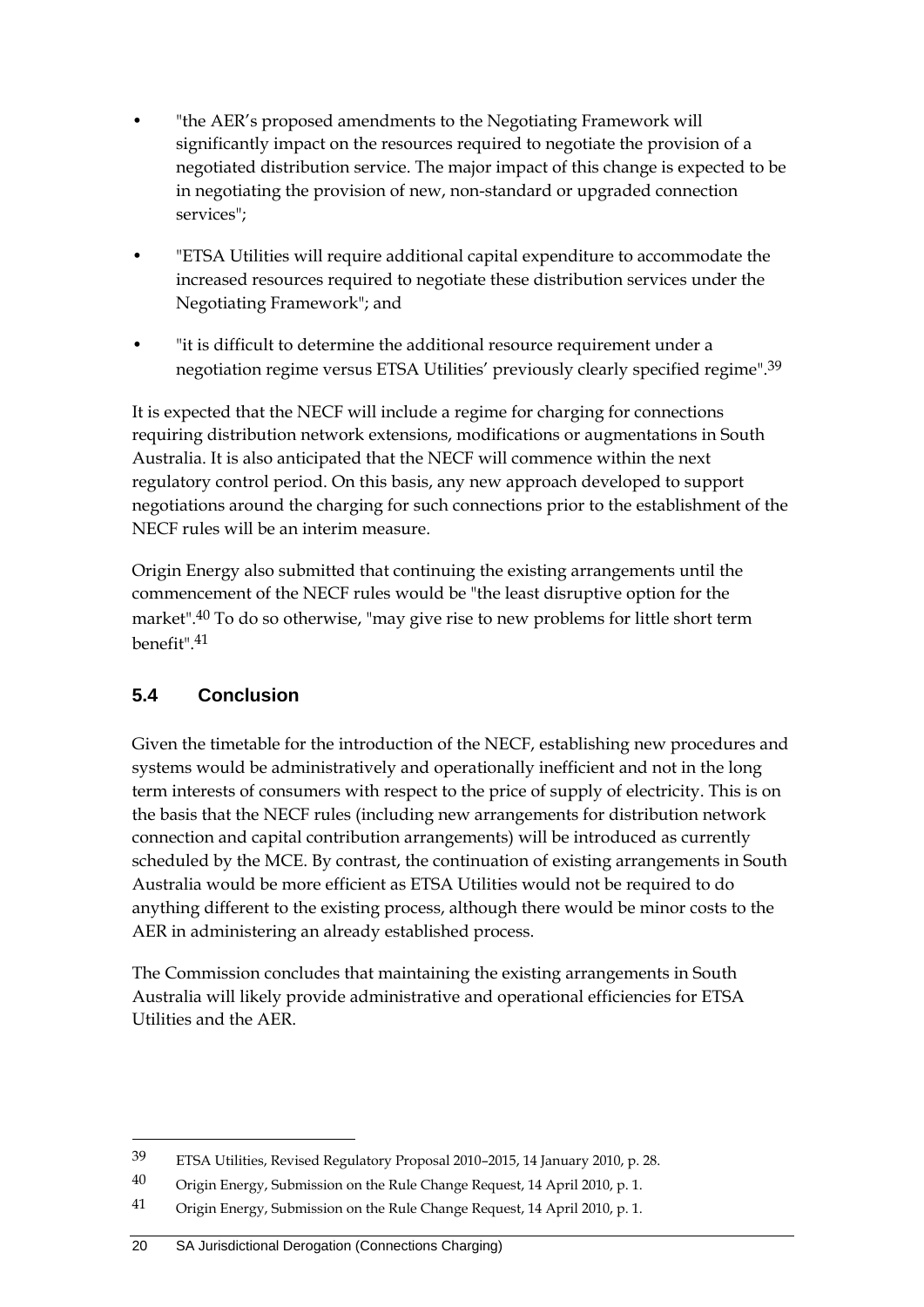- "the AER's proposed amendments to the Negotiating Framework will significantly impact on the resources required to negotiate the provision of a negotiated distribution service. The major impact of this change is expected to be in negotiating the provision of new, non-standard or upgraded connection services";
- "ETSA Utilities will require additional capital expenditure to accommodate the increased resources required to negotiate these distribution services under the Negotiating Framework"; and
- "it is difficult to determine the additional resource requirement under a negotiation regime versus ETSA Utilities' previously clearly specified regime".[39]

It is expected that the NECF will include a regime for charging for connections requiring distribution network extensions, modifications or augmentations in South Australia. It is also anticipated that the NECF will commence within the next regulatory control period. On this basis, any new approach developed to support negotiations around the charging for such connections prior to the establishment of the NECF rules will be an interim measure.

Origin Energy also submitted that continuing the existing arrangements until the commencement of the NECF rules would be "the least disruptive option for the market".[40] To do so otherwise, "may give rise to new problems for little short term benefit".[41]

## 5.4 Conclusion

Given the timetable for the introduction of the NECF, establishing new procedures and systems would be administratively and operationally inefficient and not in the long term interests of consumers with respect to the price of supply of electricity. This is on the basis that the NECF rules (including new arrangements for distribution network connection and capital contribution arrangements) will be introduced as currently scheduled by the MCE. By contrast, the continuation of existing arrangements in South Australia would be more efficient as ETSA Utilities would not be required to do anything different to the existing process, although there would be minor costs to the AER in administering an already established process.

The Commission concludes that maintaining the existing arrangements in South Australia will likely provide administrative and operational efficiencies for ETSA Utilities and the AER.

---

39 ETSA Utilities, Revised Regulatory Proposal 2010–2015, 14 January 2010, p. 28.

40 Origin Energy, Submission on the Rule Change Request, 14 April 2010, p. 1.

41 Origin Energy, Submission on the Rule Change Request, 14 April 2010, p. 1.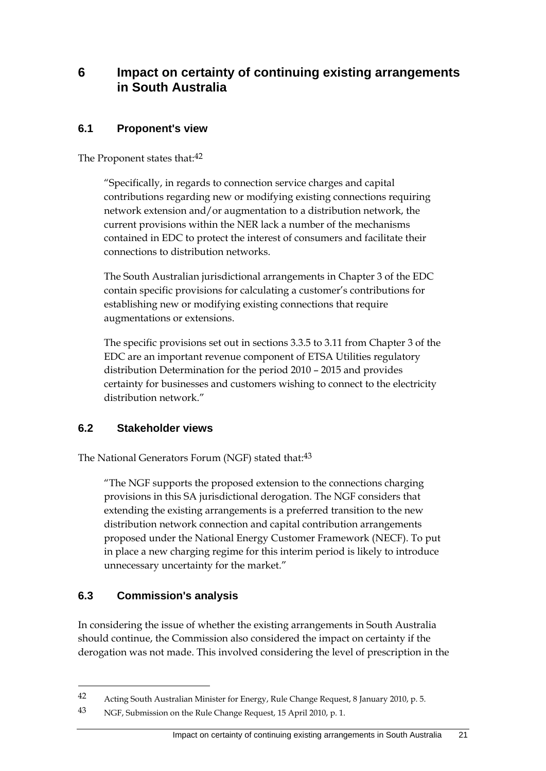# 6 Impact on certainty of continuing existing arrangements in South Australia

## 6.1 Proponent's view

The Proponent states that:[42]

> "Specifically, in regards to connection service charges and capital contributions regarding new or modifying existing connections requiring network extension and/or augmentation to a distribution network, the current provisions within the NER lack a number of the mechanisms contained in EDC to protect the interest of consumers and facilitate their connections to distribution networks.
>
> The South Australian jurisdictional arrangements in Chapter 3 of the EDC contain specific provisions for calculating a customer's contributions for establishing new or modifying existing connections that require augmentations or extensions.
>
> The specific provisions set out in sections 3.3.5 to 3.11 from Chapter 3 of the EDC are an important revenue component of ETSA Utilities regulatory distribution Determination for the period 2010 – 2015 and provides certainty for businesses and customers wishing to connect to the electricity distribution network."

## 6.2 Stakeholder views

The National Generators Forum (NGF) stated that:[43]

> "The NGF supports the proposed extension to the connections charging provisions in this SA jurisdictional derogation. The NGF considers that extending the existing arrangements is a preferred transition to the new distribution network connection and capital contribution arrangements proposed under the National Energy Customer Framework (NECF). To put in place a new charging regime for this interim period is likely to introduce unnecessary uncertainty for the market."

## 6.3 Commission's analysis

In considering the issue of whether the existing arrangements in South Australia should continue, the Commission also considered the impact on certainty if the derogation was not made. This involved considering the level of prescription in the

---

[42] Acting South Australian Minister for Energy, Rule Change Request, 8 January 2010, p. 5.

[43] NGF, Submission on the Rule Change Request, 15 April 2010, p. 1.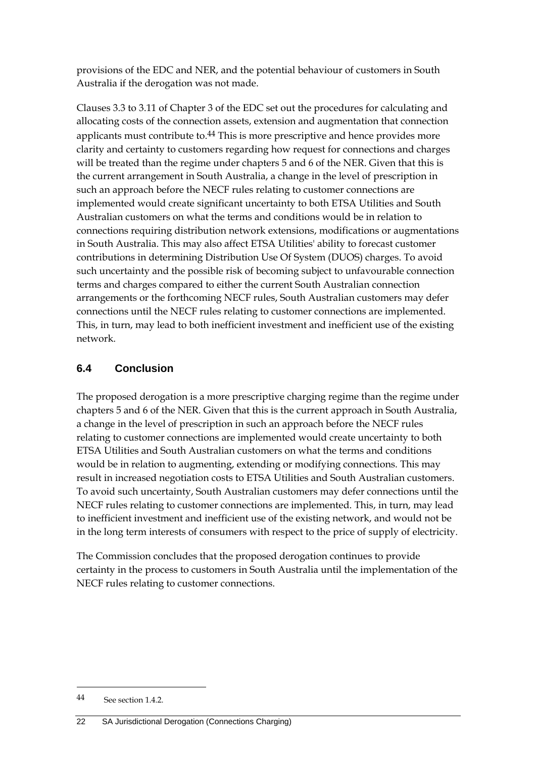provisions of the EDC and NER, and the potential behaviour of customers in South Australia if the derogation was not made.

Clauses 3.3 to 3.11 of Chapter 3 of the EDC set out the procedures for calculating and allocating costs of the connection assets, extension and augmentation that connection applicants must contribute to.[44] This is more prescriptive and hence provides more clarity and certainty to customers regarding how request for connections and charges will be treated than the regime under chapters 5 and 6 of the NER. Given that this is the current arrangement in South Australia, a change in the level of prescription in such an approach before the NECF rules relating to customer connections are implemented would create significant uncertainty to both ETSA Utilities and South Australian customers on what the terms and conditions would be in relation to connections requiring distribution network extensions, modifications or augmentations in South Australia. This may also affect ETSA Utilities' ability to forecast customer contributions in determining Distribution Use Of System (DUOS) charges. To avoid such uncertainty and the possible risk of becoming subject to unfavourable connection terms and charges compared to either the current South Australian connection arrangements or the forthcoming NECF rules, South Australian customers may defer connections until the NECF rules relating to customer connections are implemented. This, in turn, may lead to both inefficient investment and inefficient use of the existing network.

## 6.4 Conclusion

The proposed derogation is a more prescriptive charging regime than the regime under chapters 5 and 6 of the NER. Given that this is the current approach in South Australia, a change in the level of prescription in such an approach before the NECF rules relating to customer connections are implemented would create uncertainty to both ETSA Utilities and South Australian customers on what the terms and conditions would be in relation to augmenting, extending or modifying connections. This may result in increased negotiation costs to ETSA Utilities and South Australian customers. To avoid such uncertainty, South Australian customers may defer connections until the NECF rules relating to customer connections are implemented. This, in turn, may lead to inefficient investment and inefficient use of the existing network, and would not be in the long term interests of consumers with respect to the price of supply of electricity.

The Commission concludes that the proposed derogation continues to provide certainty in the process to customers in South Australia until the implementation of the NECF rules relating to customer connections.

---

[44] See section 1.4.2.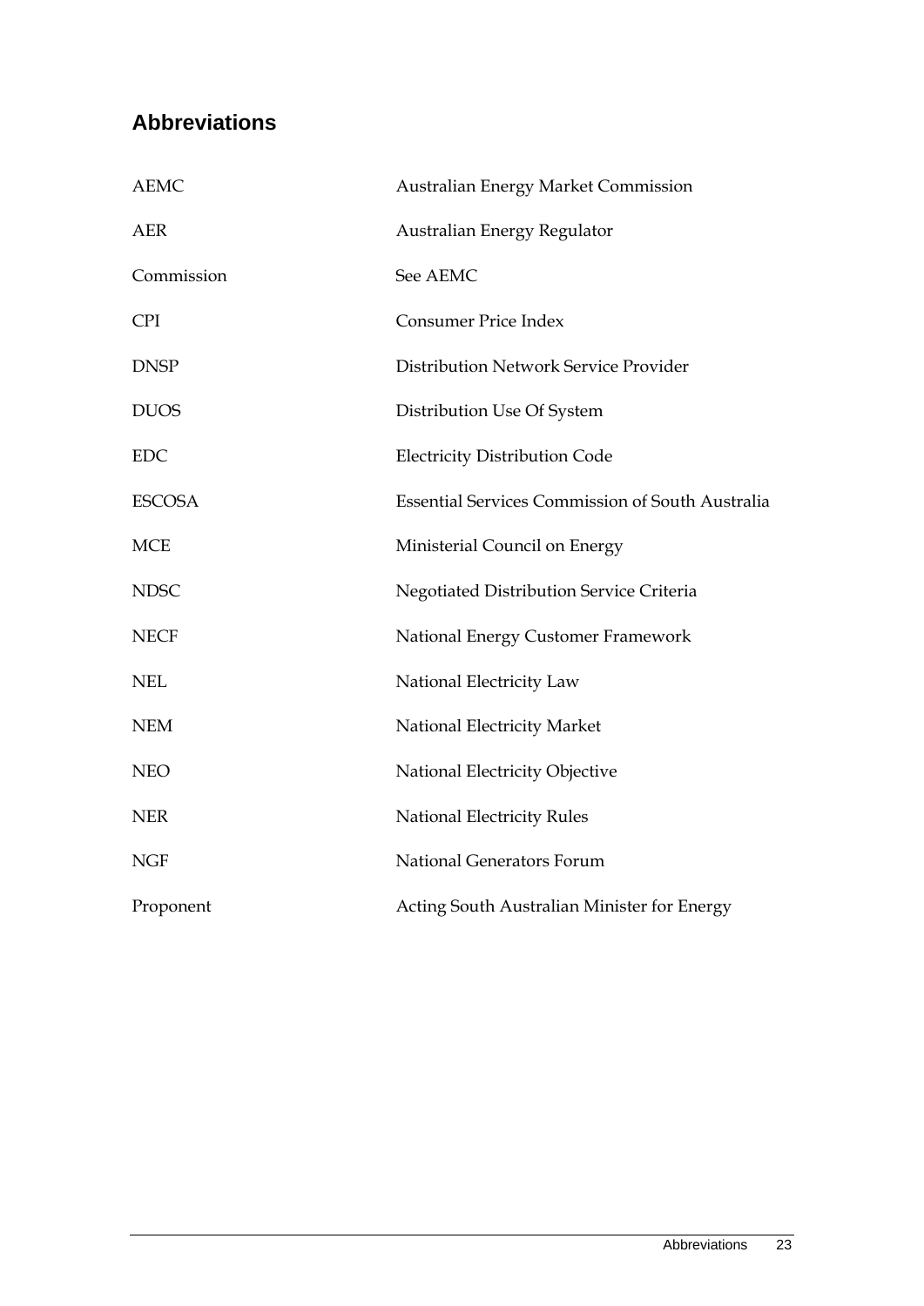## Abbreviations

| | |
|---|---|
| AEMC | Australian Energy Market Commission |
| AER | Australian Energy Regulator |
| Commission | See AEMC |
| CPI | Consumer Price Index |
| DNSP | Distribution Network Service Provider |
| DUOS | Distribution Use Of System |
| EDC | Electricity Distribution Code |
| ESCOSA | Essential Services Commission of South Australia |
| MCE | Ministerial Council on Energy |
| NDSC | Negotiated Distribution Service Criteria |
| NECF | National Energy Customer Framework |
| NEL | National Electricity Law |
| NEM | National Electricity Market |
| NEO | National Electricity Objective |
| NER | National Electricity Rules |
| NGF | National Generators Forum |
| Proponent | Acting South Australian Minister for Energy |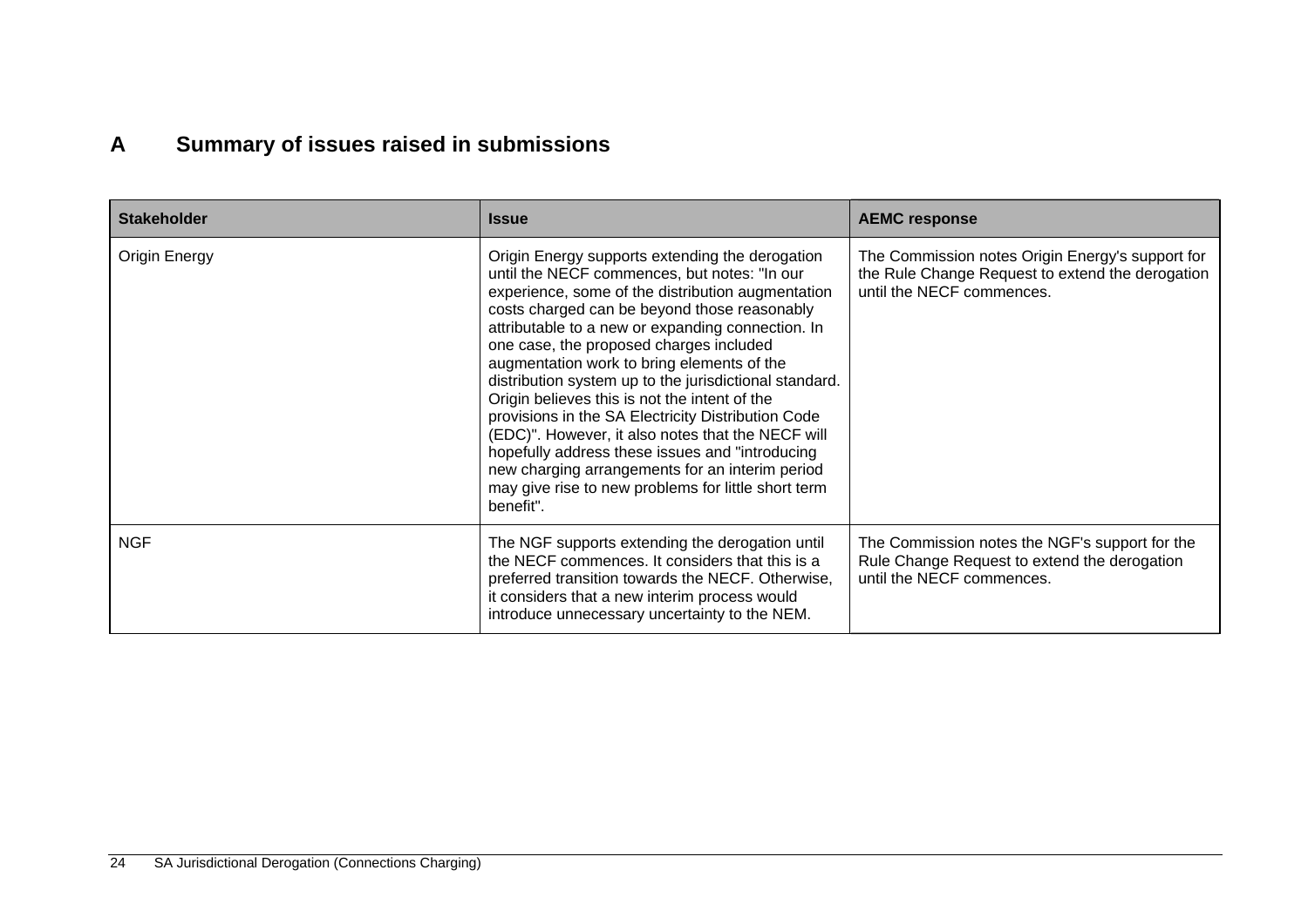# A Summary of issues raised in submissions

| Stakeholder | Issue | AEMC response |
|---|---|---|
| Origin Energy | Origin Energy supports extending the derogation until the NECF commences, but notes: "In our experience, some of the distribution augmentation costs charged can be beyond those reasonably attributable to a new or expanding connection. In one case, the proposed charges included augmentation work to bring elements of the distribution system up to the jurisdictional standard. Origin believes this is not the intent of the provisions in the SA Electricity Distribution Code (EDC)". However, it also notes that the NECF will hopefully address these issues and "introducing new charging arrangements for an interim period may give rise to new problems for little short term benefit". | The Commission notes Origin Energy's support for the Rule Change Request to extend the derogation until the NECF commences. |
| NGF | The NGF supports extending the derogation until the NECF commences. It considers that this is a preferred transition towards the NECF. Otherwise, it considers that a new interim process would introduce unnecessary uncertainty to the NEM. | The Commission notes the NGF's support for the Rule Change Request to extend the derogation until the NECF commences. |